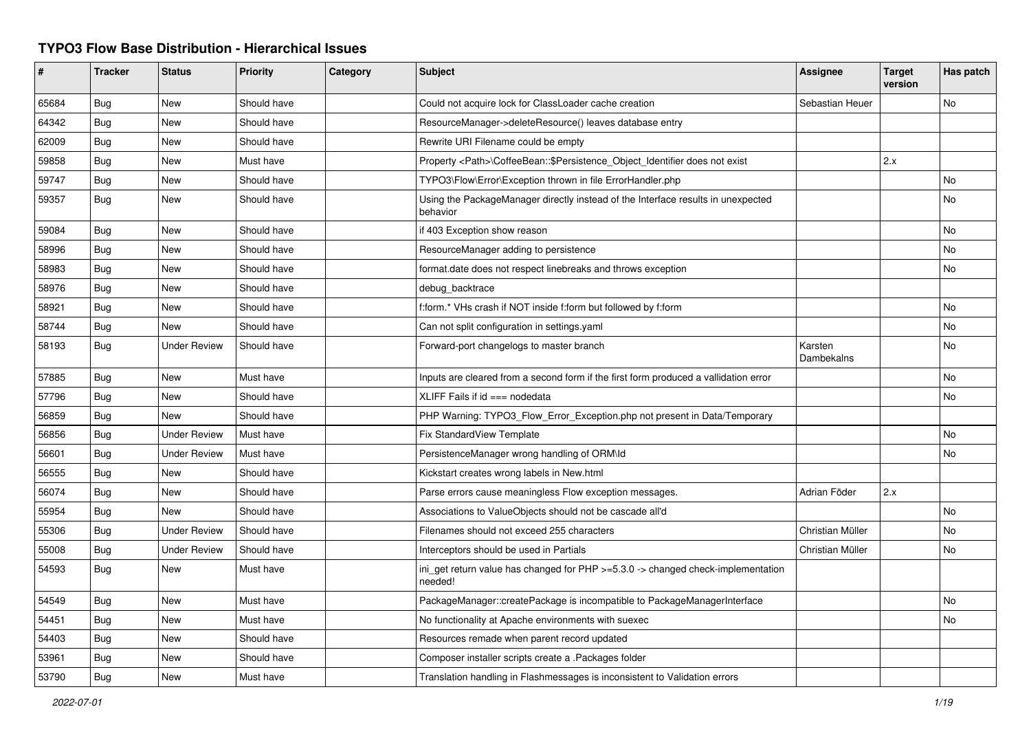# TYPO3 Flow Base Distribution - Hierarchical Issues

| # | Tracker | Status | Priority | Category | Subject | Assignee | Target version | Has patch |
|---|---|---|---|---|---|---|---|---|
| 65684 | Bug | New | Should have | | Could not acquire lock for ClassLoader cache creation | Sebastian Heuer | | No |
| 64342 | Bug | New | Should have | | ResourceManager->deleteResource() leaves database entry | | | |
| 62009 | Bug | New | Should have | | Rewrite URI Filename could be empty | | | |
| 59858 | Bug | New | Must have | | Property <Path>\CoffeeBean::$Persistence_Object_Identifier does not exist | | 2.x | |
| 59747 | Bug | New | Should have | | TYPO3\Flow\Error\Exception thrown in file ErrorHandler.php | | | No |
| 59357 | Bug | New | Should have | | Using the PackageManager directly instead of the Interface results in unexpected behavior | | | No |
| 59084 | Bug | New | Should have | | if 403 Exception show reason | | | No |
| 58996 | Bug | New | Should have | | ResourceManager adding to persistence | | | No |
| 58983 | Bug | New | Should have | | format.date does not respect linebreaks and throws exception | | | No |
| 58976 | Bug | New | Should have | | debug_backtrace | | | |
| 58921 | Bug | New | Should have | | f:form.* VHs crash if NOT inside f:form but followed by f:form | | | No |
| 58744 | Bug | New | Should have | | Can not split configuration in settings.yaml | | | No |
| 58193 | Bug | Under Review | Should have | | Forward-port changelogs to master branch | Karsten Dambekalns | | No |
| 57885 | Bug | New | Must have | | Inputs are cleared from a second form if the first form produced a vallidation error | | | No |
| 57796 | Bug | New | Should have | | XLIFF Fails if id === nodedata | | | No |
| 56859 | Bug | New | Should have | | PHP Warning: TYPO3_Flow_Error_Exception.php not present in Data/Temporary | | | |
| 56856 | Bug | Under Review | Must have | | Fix StandardView Template | | | No |
| 56601 | Bug | Under Review | Must have | | PersistenceManager wrong handling of ORM\Id | | | No |
| 56555 | Bug | New | Should have | | Kickstart creates wrong labels in New.html | | | |
| 56074 | Bug | New | Should have | | Parse errors cause meaningless Flow exception messages. | Adrian Föder | 2.x | |
| 55954 | Bug | New | Should have | | Associations to ValueObjects should not be cascade all'd | | | No |
| 55306 | Bug | Under Review | Should have | | Filenames should not exceed 255 characters | Christian Müller | | No |
| 55008 | Bug | Under Review | Should have | | Interceptors should be used in Partials | Christian Müller | | No |
| 54593 | Bug | New | Must have | | ini_get return value has changed for PHP >=5.3.0 -> changed check-implementation needed! | | | |
| 54549 | Bug | New | Must have | | PackageManager::createPackage is incompatible to PackageManagerInterface | | | No |
| 54451 | Bug | New | Must have | | No functionality at Apache environments with suexec | | | No |
| 54403 | Bug | New | Should have | | Resources remade when parent record updated | | | |
| 53961 | Bug | New | Should have | | Composer installer scripts create a .Packages folder | | | |
| 53790 | Bug | New | Must have | | Translation handling in Flashmessages is inconsistent to Validation errors | | | |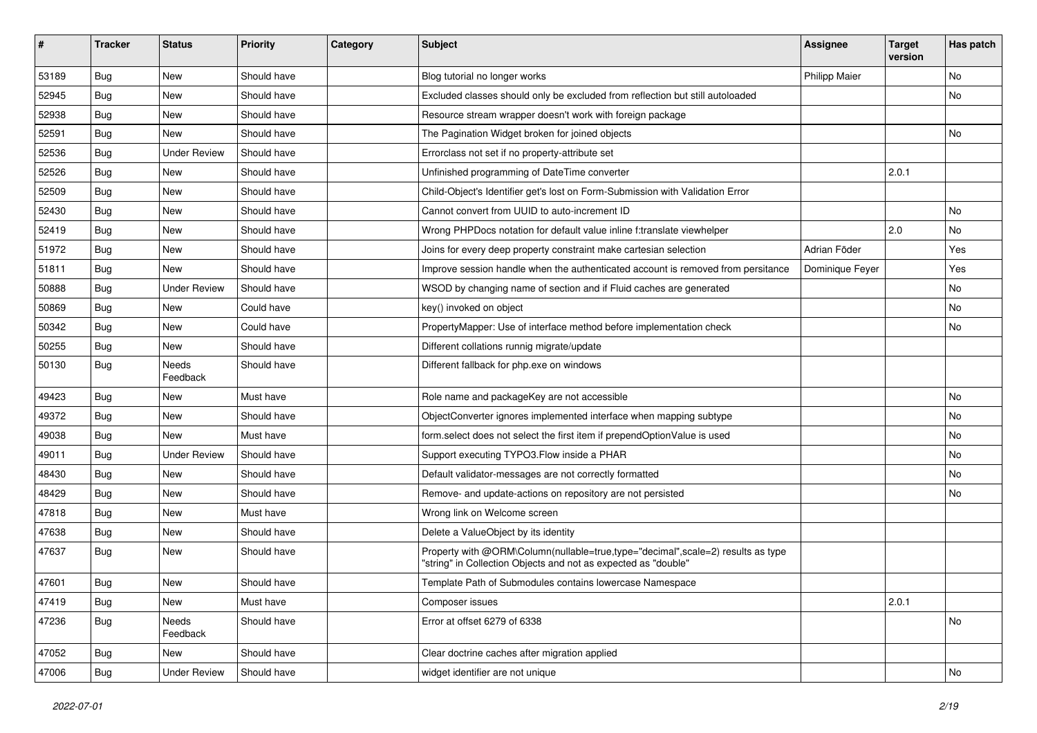| # | Tracker | Status | Priority | Category | Subject | Assignee | Target version | Has patch |
|---|---|---|---|---|---|---|---|---|
| 53189 | Bug | New | Should have | | Blog tutorial no longer works | Philipp Maier | | No |
| 52945 | Bug | New | Should have | | Excluded classes should only be excluded from reflection but still autoloaded | | | No |
| 52938 | Bug | New | Should have | | Resource stream wrapper doesn't work with foreign package | | | |
| 52591 | Bug | New | Should have | | The Pagination Widget broken for joined objects | | | No |
| 52536 | Bug | Under Review | Should have | | Errorclass not set if no property-attribute set | | | |
| 52526 | Bug | New | Should have | | Unfinished programming of DateTime converter | | 2.0.1 | |
| 52509 | Bug | New | Should have | | Child-Object's Identifier get's lost on Form-Submission with Validation Error | | | |
| 52430 | Bug | New | Should have | | Cannot convert from UUID to auto-increment ID | | | No |
| 52419 | Bug | New | Should have | | Wrong PHPDocs notation for default value inline f:translate viewhelper | | 2.0 | No |
| 51972 | Bug | New | Should have | | Joins for every deep property constraint make cartesian selection | Adrian Föder | | Yes |
| 51811 | Bug | New | Should have | | Improve session handle when the authenticated account is removed from persitance | Dominique Feyer | | Yes |
| 50888 | Bug | Under Review | Should have | | WSOD by changing name of section and if Fluid caches are generated | | | No |
| 50869 | Bug | New | Could have | | key() invoked on object | | | No |
| 50342 | Bug | New | Could have | | PropertyMapper: Use of interface method before implementation check | | | No |
| 50255 | Bug | New | Should have | | Different collations runnig migrate/update | | | |
| 50130 | Bug | Needs Feedback | Should have | | Different fallback for php.exe on windows | | | |
| 49423 | Bug | New | Must have | | Role name and packageKey are not accessible | | | No |
| 49372 | Bug | New | Should have | | ObjectConverter ignores implemented interface when mapping subtype | | | No |
| 49038 | Bug | New | Must have | | form.select does not select the first item if prependOptionValue is used | | | No |
| 49011 | Bug | Under Review | Should have | | Support executing TYPO3.Flow inside a PHAR | | | No |
| 48430 | Bug | New | Should have | | Default validator-messages are not correctly formatted | | | No |
| 48429 | Bug | New | Should have | | Remove- and update-actions on repository are not persisted | | | No |
| 47818 | Bug | New | Must have | | Wrong link on Welcome screen | | | |
| 47638 | Bug | New | Should have | | Delete a ValueObject by its identity | | | |
| 47637 | Bug | New | Should have | | Property with @ORM\Column(nullable=true,type="decimal",scale=2) results as type "string" in Collection Objects and not as expected as "double" | | | |
| 47601 | Bug | New | Should have | | Template Path of Submodules contains lowercase Namespace | | | |
| 47419 | Bug | New | Must have | | Composer issues | | 2.0.1 | |
| 47236 | Bug | Needs Feedback | Should have | | Error at offset 6279 of 6338 | | | No |
| 47052 | Bug | New | Should have | | Clear doctrine caches after migration applied | | | |
| 47006 | Bug | Under Review | Should have | | widget identifier are not unique | | | No |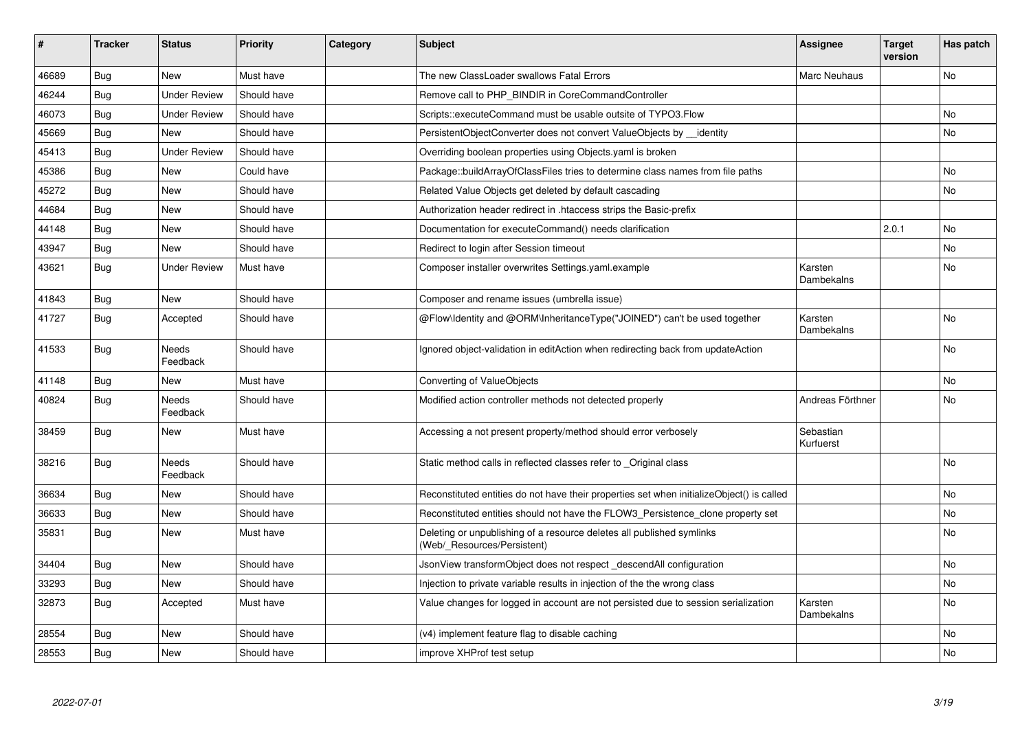| # | Tracker | Status | Priority | Category | Subject | Assignee | Target version | Has patch |
|---|---|---|---|---|---|---|---|---|
| 46689 | Bug | New | Must have | | The new ClassLoader swallows Fatal Errors | Marc Neuhaus | | No |
| 46244 | Bug | Under Review | Should have | | Remove call to PHP_BINDIR in CoreCommandController | | | |
| 46073 | Bug | Under Review | Should have | | Scripts::executeCommand must be usable outsite of TYPO3.Flow | | | No |
| 45669 | Bug | New | Should have | | PersistentObjectConverter does not convert ValueObjects by __identity | | | No |
| 45413 | Bug | Under Review | Should have | | Overriding boolean properties using Objects.yaml is broken | | | |
| 45386 | Bug | New | Could have | | Package::buildArrayOfClassFiles tries to determine class names from file paths | | | No |
| 45272 | Bug | New | Should have | | Related Value Objects get deleted by default cascading | | | No |
| 44684 | Bug | New | Should have | | Authorization header redirect in .htaccess strips the Basic-prefix | | | |
| 44148 | Bug | New | Should have | | Documentation for executeCommand() needs clarification | | 2.0.1 | No |
| 43947 | Bug | New | Should have | | Redirect to login after Session timeout | | | No |
| 43621 | Bug | Under Review | Must have | | Composer installer overwrites Settings.yaml.example | Karsten Dambekalns | | No |
| 41843 | Bug | New | Should have | | Composer and rename issues (umbrella issue) | | | |
| 41727 | Bug | Accepted | Should have | | @Flow\Identity and @ORM\InheritanceType("JOINED") can't be used together | Karsten Dambekalns | | No |
| 41533 | Bug | Needs Feedback | Should have | | Ignored object-validation in editAction when redirecting back from updateAction | | | No |
| 41148 | Bug | New | Must have | | Converting of ValueObjects | | | No |
| 40824 | Bug | Needs Feedback | Should have | | Modified action controller methods not detected properly | Andreas Förthner | | No |
| 38459 | Bug | New | Must have | | Accessing a not present property/method should error verbosely | Sebastian Kurfuerst | | |
| 38216 | Bug | Needs Feedback | Should have | | Static method calls in reflected classes refer to _Original class | | | No |
| 36634 | Bug | New | Should have | | Reconstituted entities do not have their properties set when initializeObject() is called | | | No |
| 36633 | Bug | New | Should have | | Reconstituted entities should not have the FLOW3_Persistence_clone property set | | | No |
| 35831 | Bug | New | Must have | | Deleting or unpublishing of a resource deletes all published symlinks (Web/_Resources/Persistent) | | | No |
| 34404 | Bug | New | Should have | | JsonView transformObject does not respect _descendAll configuration | | | No |
| 33293 | Bug | New | Should have | | Injection to private variable results in injection of the the wrong class | | | No |
| 32873 | Bug | Accepted | Must have | | Value changes for logged in account are not persisted due to session serialization | Karsten Dambekalns | | No |
| 28554 | Bug | New | Should have | | (v4) implement feature flag to disable caching | | | No |
| 28553 | Bug | New | Should have | | improve XHProf test setup | | | No |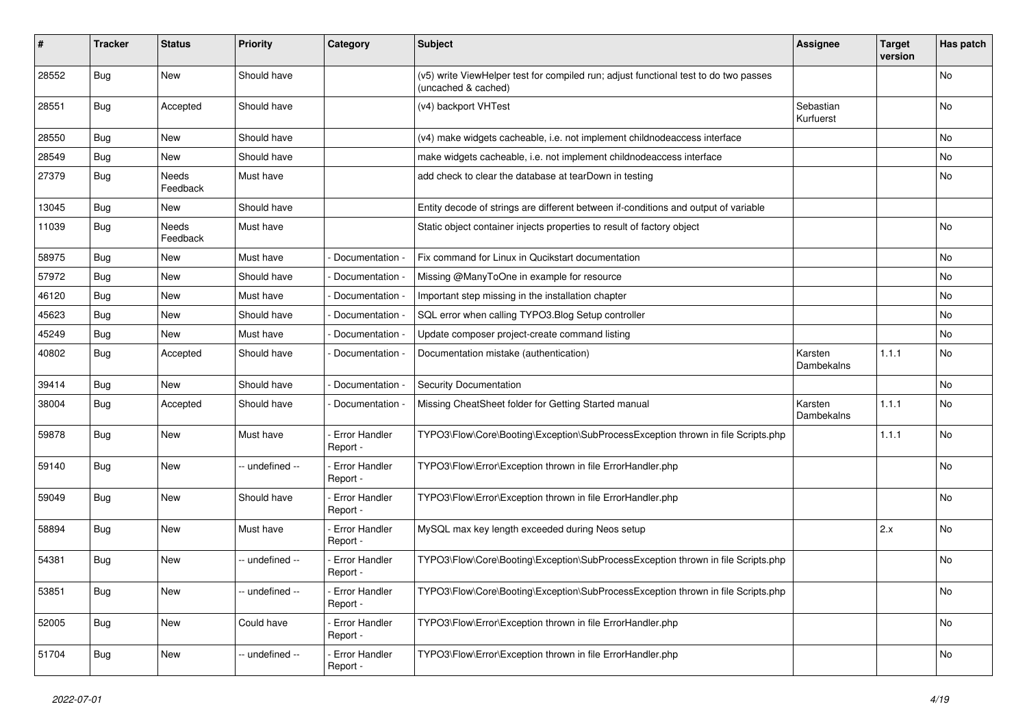| # | Tracker | Status | Priority | Category | Subject | Assignee | Target version | Has patch |
|---|---|---|---|---|---|---|---|---|
| 28552 | Bug | New | Should have | | (v5) write ViewHelper test for compiled run; adjust functional test to do two passes (uncached & cached) | | | No |
| 28551 | Bug | Accepted | Should have | | (v4) backport VHTest | Sebastian Kurfuerst | | No |
| 28550 | Bug | New | Should have | | (v4) make widgets cacheable, i.e. not implement childnodeaccess interface | | | No |
| 28549 | Bug | New | Should have | | make widgets cacheable, i.e. not implement childnodeaccess interface | | | No |
| 27379 | Bug | Needs Feedback | Must have | | add check to clear the database at tearDown in testing | | | No |
| 13045 | Bug | New | Should have | | Entity decode of strings are different between if-conditions and output of variable | | | |
| 11039 | Bug | Needs Feedback | Must have | | Static object container injects properties to result of factory object | | | No |
| 58975 | Bug | New | Must have | - Documentation - | Fix command for Linux in Qucikstart documentation | | | No |
| 57972 | Bug | New | Should have | - Documentation - | Missing @ManyToOne in example for resource | | | No |
| 46120 | Bug | New | Must have | - Documentation - | Important step missing in the installation chapter | | | No |
| 45623 | Bug | New | Should have | - Documentation - | SQL error when calling TYPO3.Blog Setup controller | | | No |
| 45249 | Bug | New | Must have | - Documentation - | Update composer project-create command listing | | | No |
| 40802 | Bug | Accepted | Should have | - Documentation - | Documentation mistake (authentication) | Karsten Dambekalns | 1.1.1 | No |
| 39414 | Bug | New | Should have | - Documentation - | Security Documentation | | | No |
| 38004 | Bug | Accepted | Should have | - Documentation - | Missing CheatSheet folder for Getting Started manual | Karsten Dambekalns | 1.1.1 | No |
| 59878 | Bug | New | Must have | - Error Handler Report - | TYPO3\Flow\Core\Booting\Exception\SubProcessException thrown in file Scripts.php | | 1.1.1 | No |
| 59140 | Bug | New | -- undefined -- | - Error Handler Report - | TYPO3\Flow\Error\Exception thrown in file ErrorHandler.php | | | No |
| 59049 | Bug | New | Should have | - Error Handler Report - | TYPO3\Flow\Error\Exception thrown in file ErrorHandler.php | | | No |
| 58894 | Bug | New | Must have | - Error Handler Report - | MySQL max key length exceeded during Neos setup | | 2.x | No |
| 54381 | Bug | New | -- undefined -- | - Error Handler Report - | TYPO3\Flow\Core\Booting\Exception\SubProcessException thrown in file Scripts.php | | | No |
| 53851 | Bug | New | -- undefined -- | - Error Handler Report - | TYPO3\Flow\Core\Booting\Exception\SubProcessException thrown in file Scripts.php | | | No |
| 52005 | Bug | New | Could have | - Error Handler Report - | TYPO3\Flow\Error\Exception thrown in file ErrorHandler.php | | | No |
| 51704 | Bug | New | -- undefined -- | - Error Handler Report - | TYPO3\Flow\Error\Exception thrown in file ErrorHandler.php | | | No |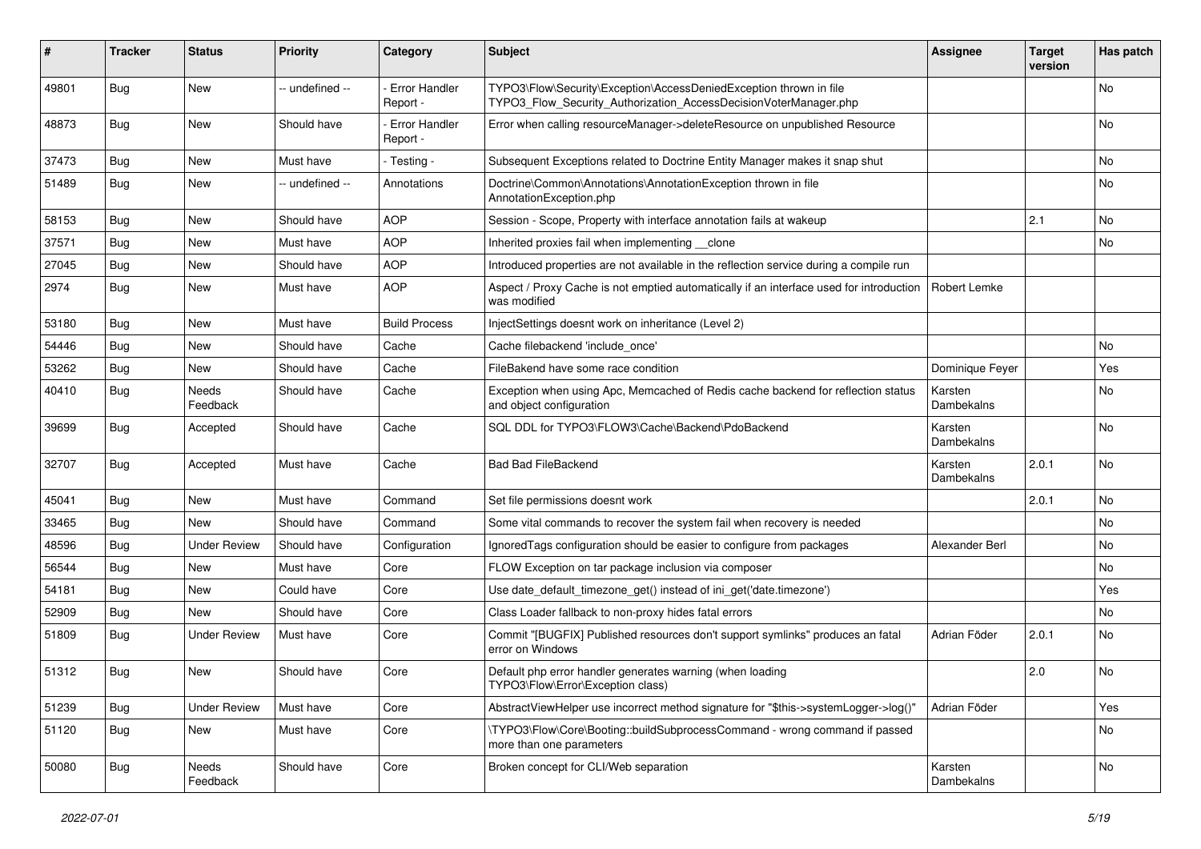| # | Tracker | Status | Priority | Category | Subject | Assignee | Target version | Has patch |
|---|---|---|---|---|---|---|---|---|
| 49801 | Bug | New | -- undefined -- | - Error Handler Report - | TYPO3\Flow\Security\Exception\AccessDeniedException thrown in file TYPO3_Flow_Security_Authorization_AccessDecisionVoterManager.php | | | No |
| 48873 | Bug | New | Should have | - Error Handler Report - | Error when calling resourceManager->deleteResource on unpublished Resource | | | No |
| 37473 | Bug | New | Must have | - Testing - | Subsequent Exceptions related to Doctrine Entity Manager makes it snap shut | | | No |
| 51489 | Bug | New | -- undefined -- | Annotations | Doctrine\Common\Annotations\AnnotationException thrown in file AnnotationException.php | | | No |
| 58153 | Bug | New | Should have | AOP | Session - Scope, Property with interface annotation fails at wakeup | | 2.1 | No |
| 37571 | Bug | New | Must have | AOP | Inherited proxies fail when implementing __clone | | | No |
| 27045 | Bug | New | Should have | AOP | Introduced properties are not available in the reflection service during a compile run | | | |
| 2974 | Bug | New | Must have | AOP | Aspect / Proxy Cache is not emptied automatically if an interface used for introduction was modified | Robert Lemke | | |
| 53180 | Bug | New | Must have | Build Process | InjectSettings doesnt work on inheritance (Level 2) | | | |
| 54446 | Bug | New | Should have | Cache | Cache filebackend 'include_once' | | | No |
| 53262 | Bug | New | Should have | Cache | FileBakend have some race condition | Dominique Feyer | | Yes |
| 40410 | Bug | Needs Feedback | Should have | Cache | Exception when using Apc, Memcached of Redis cache backend for reflection status and object configuration | Karsten Dambekalns | | No |
| 39699 | Bug | Accepted | Should have | Cache | SQL DDL for TYPO3\FLOW3\Cache\Backend\PdoBackend | Karsten Dambekalns | | No |
| 32707 | Bug | Accepted | Must have | Cache | Bad Bad FileBackend | Karsten Dambekalns | 2.0.1 | No |
| 45041 | Bug | New | Must have | Command | Set file permissions doesnt work | | 2.0.1 | No |
| 33465 | Bug | New | Should have | Command | Some vital commands to recover the system fail when recovery is needed | | | No |
| 48596 | Bug | Under Review | Should have | Configuration | IgnoredTags configuration should be easier to configure from packages | Alexander Berl | | No |
| 56544 | Bug | New | Must have | Core | FLOW Exception on tar package inclusion via composer | | | No |
| 54181 | Bug | New | Could have | Core | Use date_default_timezone_get() instead of ini_get('date.timezone') | | | Yes |
| 52909 | Bug | New | Should have | Core | Class Loader fallback to non-proxy hides fatal errors | | | No |
| 51809 | Bug | Under Review | Must have | Core | Commit "[BUGFIX] Published resources don't support symlinks" produces an fatal error on Windows | Adrian Föder | 2.0.1 | No |
| 51312 | Bug | New | Should have | Core | Default php error handler generates warning (when loading TYPO3\Flow\Error\Exception class) | | 2.0 | No |
| 51239 | Bug | Under Review | Must have | Core | AbstractViewHelper use incorrect method signature for "$this->systemLogger->log()" | Adrian Föder | | Yes |
| 51120 | Bug | New | Must have | Core | \TYPO3\Flow\Core\Booting::buildSubprocessCommand - wrong command if passed more than one parameters | | | No |
| 50080 | Bug | Needs Feedback | Should have | Core | Broken concept for CLI/Web separation | Karsten Dambekalns | | No |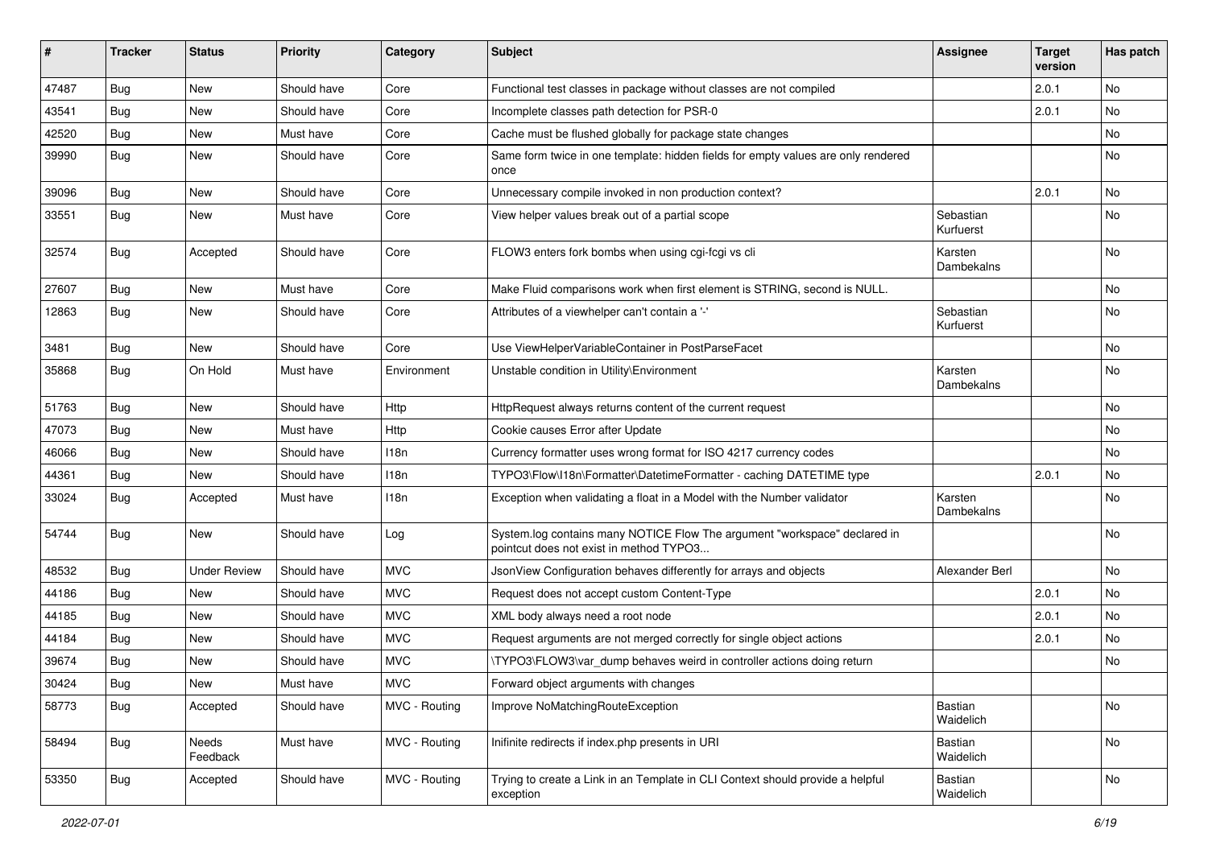| # | Tracker | Status | Priority | Category | Subject | Assignee | Target version | Has patch |
|---|---|---|---|---|---|---|---|---|
| 47487 | Bug | New | Should have | Core | Functional test classes in package without classes are not compiled | | 2.0.1 | No |
| 43541 | Bug | New | Should have | Core | Incomplete classes path detection for PSR-0 | | 2.0.1 | No |
| 42520 | Bug | New | Must have | Core | Cache must be flushed globally for package state changes | | | No |
| 39990 | Bug | New | Should have | Core | Same form twice in one template: hidden fields for empty values are only rendered once | | | No |
| 39096 | Bug | New | Should have | Core | Unnecessary compile invoked in non production context? | | 2.0.1 | No |
| 33551 | Bug | New | Must have | Core | View helper values break out of a partial scope | Sebastian Kurfuerst | | No |
| 32574 | Bug | Accepted | Should have | Core | FLOW3 enters fork bombs when using cgi-fcgi vs cli | Karsten Dambekalns | | No |
| 27607 | Bug | New | Must have | Core | Make Fluid comparisons work when first element is STRING, second is NULL. | | | No |
| 12863 | Bug | New | Should have | Core | Attributes of a viewhelper can't contain a '-' | Sebastian Kurfuerst | | No |
| 3481 | Bug | New | Should have | Core | Use ViewHelperVariableContainer in PostParseFacet | | | No |
| 35868 | Bug | On Hold | Must have | Environment | Unstable condition in Utility\Environment | Karsten Dambekalns | | No |
| 51763 | Bug | New | Should have | Http | HttpRequest always returns content of the current request | | | No |
| 47073 | Bug | New | Must have | Http | Cookie causes Error after Update | | | No |
| 46066 | Bug | New | Should have | I18n | Currency formatter uses wrong format for ISO 4217 currency codes | | | No |
| 44361 | Bug | New | Should have | I18n | TYPO3\Flow\I18n\Formatter\DatetimeFormatter - caching DATETIME type | | 2.0.1 | No |
| 33024 | Bug | Accepted | Must have | I18n | Exception when validating a float in a Model with the Number validator | Karsten Dambekalns | | No |
| 54744 | Bug | New | Should have | Log | System.log contains many NOTICE Flow The argument "workspace" declared in pointcut does not exist in method TYPO3... | | | No |
| 48532 | Bug | Under Review | Should have | MVC | JsonView Configuration behaves differently for arrays and objects | Alexander Berl | | No |
| 44186 | Bug | New | Should have | MVC | Request does not accept custom Content-Type | | 2.0.1 | No |
| 44185 | Bug | New | Should have | MVC | XML body always need a root node | | 2.0.1 | No |
| 44184 | Bug | New | Should have | MVC | Request arguments are not merged correctly for single object actions | | 2.0.1 | No |
| 39674 | Bug | New | Should have | MVC | \TYPO3\FLOW3\var_dump behaves weird in controller actions doing return | | | No |
| 30424 | Bug | New | Must have | MVC | Forward object arguments with changes | | | |
| 58773 | Bug | Accepted | Should have | MVC - Routing | Improve NoMatchingRouteException | Bastian Waidelich | | No |
| 58494 | Bug | Needs Feedback | Must have | MVC - Routing | Inifinite redirects if index.php presents in URI | Bastian Waidelich | | No |
| 53350 | Bug | Accepted | Should have | MVC - Routing | Trying to create a Link in an Template in CLI Context should provide a helpful exception | Bastian Waidelich | | No |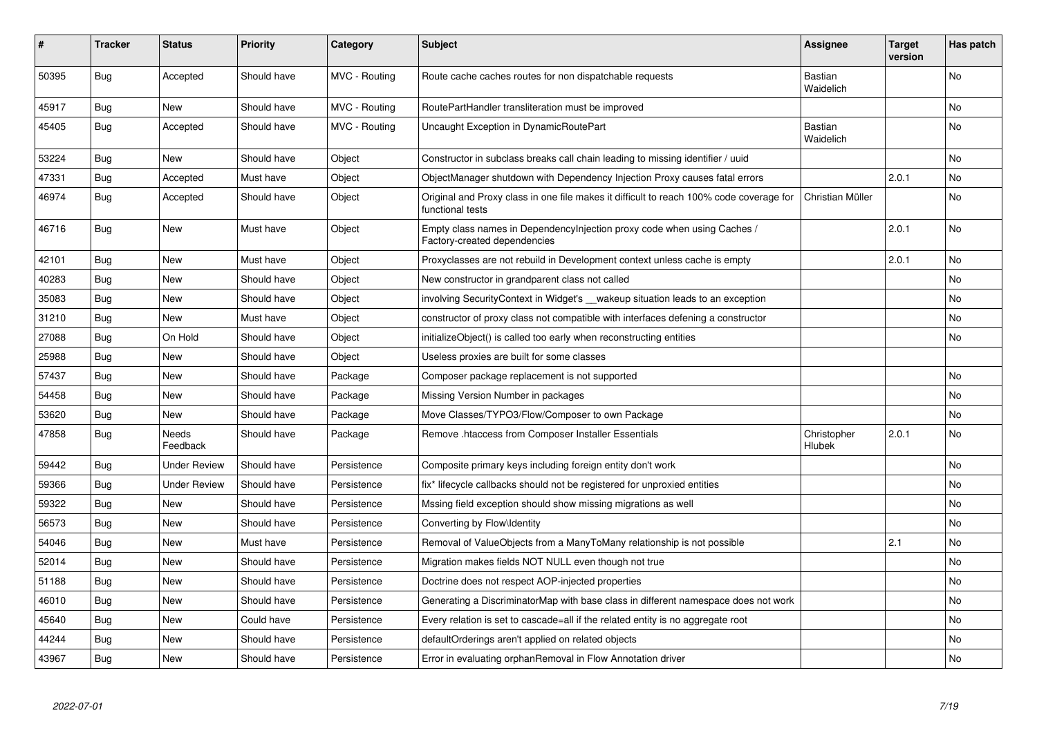| # | Tracker | Status | Priority | Category | Subject | Assignee | Target version | Has patch |
|---|---|---|---|---|---|---|---|---|
| 50395 | Bug | Accepted | Should have | MVC - Routing | Route cache caches routes for non dispatchable requests | Bastian Waidelich | | No |
| 45917 | Bug | New | Should have | MVC - Routing | RoutePartHandler transliteration must be improved | | | No |
| 45405 | Bug | Accepted | Should have | MVC - Routing | Uncaught Exception in DynamicRoutePart | Bastian Waidelich | | No |
| 53224 | Bug | New | Should have | Object | Constructor in subclass breaks call chain leading to missing identifier / uuid | | | No |
| 47331 | Bug | Accepted | Must have | Object | ObjectManager shutdown with Dependency Injection Proxy causes fatal errors | | 2.0.1 | No |
| 46974 | Bug | Accepted | Should have | Object | Original and Proxy class in one file makes it difficult to reach 100% code coverage for functional tests | Christian Müller | | No |
| 46716 | Bug | New | Must have | Object | Empty class names in DependencyInjection proxy code when using Caches / Factory-created dependencies | | 2.0.1 | No |
| 42101 | Bug | New | Must have | Object | Proxyclasses are not rebuild in Development context unless cache is empty | | 2.0.1 | No |
| 40283 | Bug | New | Should have | Object | New constructor in grandparent class not called | | | No |
| 35083 | Bug | New | Should have | Object | involving SecurityContext in Widget's __wakeup situation leads to an exception | | | No |
| 31210 | Bug | New | Must have | Object | constructor of proxy class not compatible with interfaces defening a constructor | | | No |
| 27088 | Bug | On Hold | Should have | Object | initializeObject() is called too early when reconstructing entities | | | No |
| 25988 | Bug | New | Should have | Object | Useless proxies are built for some classes | | | |
| 57437 | Bug | New | Should have | Package | Composer package replacement is not supported | | | No |
| 54458 | Bug | New | Should have | Package | Missing Version Number in packages | | | No |
| 53620 | Bug | New | Should have | Package | Move Classes/TYPO3/Flow/Composer to own Package | | | No |
| 47858 | Bug | Needs Feedback | Should have | Package | Remove .htaccess from Composer Installer Essentials | Christopher Hlubek | 2.0.1 | No |
| 59442 | Bug | Under Review | Should have | Persistence | Composite primary keys including foreign entity don't work | | | No |
| 59366 | Bug | Under Review | Should have | Persistence | fix* lifecycle callbacks should not be registered for unproxied entities | | | No |
| 59322 | Bug | New | Should have | Persistence | Mssing field exception should show missing migrations as well | | | No |
| 56573 | Bug | New | Should have | Persistence | Converting by Flow\Identity | | | No |
| 54046 | Bug | New | Must have | Persistence | Removal of ValueObjects from a ManyToMany relationship is not possible | | 2.1 | No |
| 52014 | Bug | New | Should have | Persistence | Migration makes fields NOT NULL even though not true | | | No |
| 51188 | Bug | New | Should have | Persistence | Doctrine does not respect AOP-injected properties | | | No |
| 46010 | Bug | New | Should have | Persistence | Generating a DiscriminatorMap with base class in different namespace does not work | | | No |
| 45640 | Bug | New | Could have | Persistence | Every relation is set to cascade=all if the related entity is no aggregate root | | | No |
| 44244 | Bug | New | Should have | Persistence | defaultOrderings aren't applied on related objects | | | No |
| 43967 | Bug | New | Should have | Persistence | Error in evaluating orphanRemoval in Flow Annotation driver | | | No |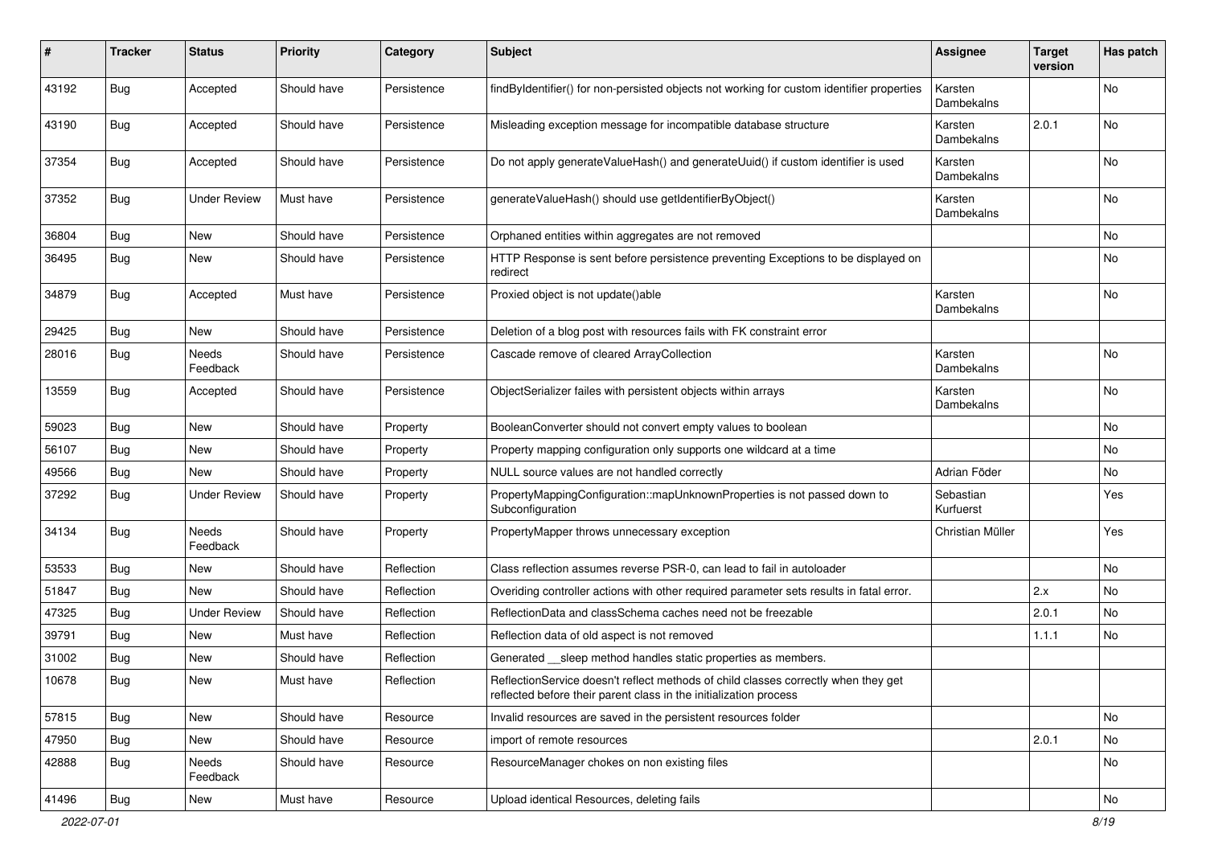| # | Tracker | Status | Priority | Category | Subject | Assignee | Target version | Has patch |
|---|---|---|---|---|---|---|---|---|
| 43192 | Bug | Accepted | Should have | Persistence | findByIdentifier() for non-persisted objects not working for custom identifier properties | Karsten Dambekalns | | No |
| 43190 | Bug | Accepted | Should have | Persistence | Misleading exception message for incompatible database structure | Karsten Dambekalns | 2.0.1 | No |
| 37354 | Bug | Accepted | Should have | Persistence | Do not apply generateValueHash() and generateUuid() if custom identifier is used | Karsten Dambekalns | | No |
| 37352 | Bug | Under Review | Must have | Persistence | generateValueHash() should use getIdentifierByObject() | Karsten Dambekalns | | No |
| 36804 | Bug | New | Should have | Persistence | Orphaned entities within aggregates are not removed | | | No |
| 36495 | Bug | New | Should have | Persistence | HTTP Response is sent before persistence preventing Exceptions to be displayed on redirect | | | No |
| 34879 | Bug | Accepted | Must have | Persistence | Proxied object is not update()able | Karsten Dambekalns | | No |
| 29425 | Bug | New | Should have | Persistence | Deletion of a blog post with resources fails with FK constraint error | | | |
| 28016 | Bug | Needs Feedback | Should have | Persistence | Cascade remove of cleared ArrayCollection | Karsten Dambekalns | | No |
| 13559 | Bug | Accepted | Should have | Persistence | ObjectSerializer failes with persistent objects within arrays | Karsten Dambekalns | | No |
| 59023 | Bug | New | Should have | Property | BooleanConverter should not convert empty values to boolean | | | No |
| 56107 | Bug | New | Should have | Property | Property mapping configuration only supports one wildcard at a time | | | No |
| 49566 | Bug | New | Should have | Property | NULL source values are not handled correctly | Adrian Föder | | No |
| 37292 | Bug | Under Review | Should have | Property | PropertyMappingConfiguration::mapUnknownProperties is not passed down to Subconfiguration | Sebastian Kurfuerst | | Yes |
| 34134 | Bug | Needs Feedback | Should have | Property | PropertyMapper throws unnecessary exception | Christian Müller | | Yes |
| 53533 | Bug | New | Should have | Reflection | Class reflection assumes reverse PSR-0, can lead to fail in autoloader | | | No |
| 51847 | Bug | New | Should have | Reflection | Overiding controller actions with other required parameter sets results in fatal error. | | 2.x | No |
| 47325 | Bug | Under Review | Should have | Reflection | ReflectionData and classSchema caches need not be freezable | | 2.0.1 | No |
| 39791 | Bug | New | Must have | Reflection | Reflection data of old aspect is not removed | | 1.1.1 | No |
| 31002 | Bug | New | Should have | Reflection | Generated __sleep method handles static properties as members. | | | |
| 10678 | Bug | New | Must have | Reflection | ReflectionService doesn't reflect methods of child classes correctly when they get reflected before their parent class in the initialization process | | | |
| 57815 | Bug | New | Should have | Resource | Invalid resources are saved in the persistent resources folder | | | No |
| 47950 | Bug | New | Should have | Resource | import of remote resources | | 2.0.1 | No |
| 42888 | Bug | Needs Feedback | Should have | Resource | ResourceManager chokes on non existing files | | | No |
| 41496 | Bug | New | Must have | Resource | Upload identical Resources, deleting fails | | | No |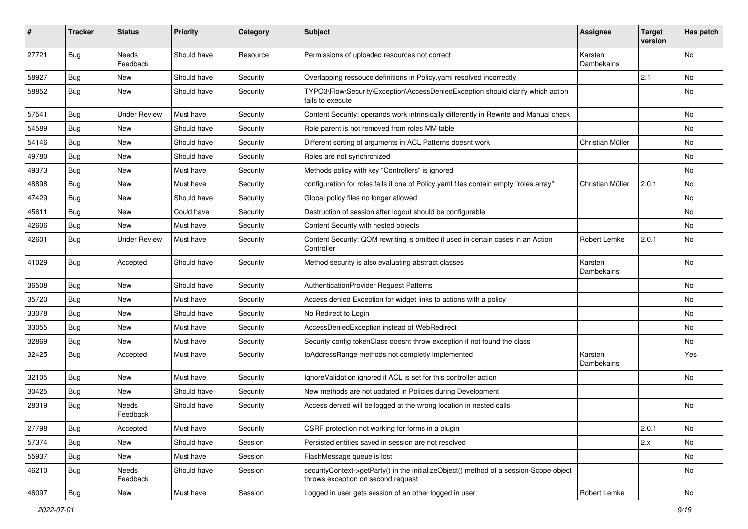| # | Tracker | Status | Priority | Category | Subject | Assignee | Target version | Has patch |
|---|---|---|---|---|---|---|---|---|
| 27721 | Bug | Needs Feedback | Should have | Resource | Permissions of uploaded resources not correct | Karsten Dambekalns | | No |
| 58927 | Bug | New | Should have | Security | Overlapping ressouce definitions in Policy.yaml resolved incorrectly | | 2.1 | No |
| 58852 | Bug | New | Should have | Security | TYPO3\Flow\Security\Exception\AccessDeniedException should clarify which action fails to execute | | | No |
| 57541 | Bug | Under Review | Must have | Security | Content Security: operands work intrinsically differently in Rewrite and Manual check | | | No |
| 54589 | Bug | New | Should have | Security | Role parent is not removed from roles MM table | | | No |
| 54146 | Bug | New | Should have | Security | Different sorting of arguments in ACL Patterns doesnt work | Christian Müller | | No |
| 49780 | Bug | New | Should have | Security | Roles are not synchronized | | | No |
| 49373 | Bug | New | Must have | Security | Methods policy with key "Controllers" is ignored | | | No |
| 48898 | Bug | New | Must have | Security | configuration for roles fails if one of Policy.yaml files contain empty "roles array" | Christian Müller | 2.0.1 | No |
| 47429 | Bug | New | Should have | Security | Global policy files no longer allowed | | | No |
| 45611 | Bug | New | Could have | Security | Destruction of session after logout should be configurable | | | No |
| 42606 | Bug | New | Must have | Security | Content Security with nested objects | | | No |
| 42601 | Bug | Under Review | Must have | Security | Content Security: QOM rewriting is omitted if used in certain cases in an Action Controller | Robert Lemke | 2.0.1 | No |
| 41029 | Bug | Accepted | Should have | Security | Method security is also evaluating abstract classes | Karsten Dambekalns | | No |
| 36508 | Bug | New | Should have | Security | AuthenticationProvider Request Patterns | | | No |
| 35720 | Bug | New | Must have | Security | Access denied Exception for widget links to actions with a policy | | | No |
| 33078 | Bug | New | Should have | Security | No Redirect to Login | | | No |
| 33055 | Bug | New | Must have | Security | AccessDeniedException instead of WebRedirect | | | No |
| 32869 | Bug | New | Must have | Security | Security config tokenClass doesnt throw exception if not found the class | | | No |
| 32425 | Bug | Accepted | Must have | Security | IpAddressRange methods not completly implemented | Karsten Dambekalns | | Yes |
| 32105 | Bug | New | Must have | Security | IgnoreValidation ignored if ACL is set for this controller action | | | No |
| 30425 | Bug | New | Should have | Security | New methods are not updated in Policies during Development | | | |
| 28319 | Bug | Needs Feedback | Should have | Security | Access denied will be logged at the wrong location in nested calls | | | No |
| 27798 | Bug | Accepted | Must have | Security | CSRF protection not working for forms in a plugin | | 2.0.1 | No |
| 57374 | Bug | New | Should have | Session | Persisted entities saved in session are not resolved | | 2.x | No |
| 55937 | Bug | New | Must have | Session | FlashMessage queue is lost | | | No |
| 46210 | Bug | Needs Feedback | Should have | Session | securityContext->getParty() in the initializeObject() method of a session-Scope object throws exception on second request | | | No |
| 46097 | Bug | New | Must have | Session | Logged in user gets session of an other logged in user | Robert Lemke | | No |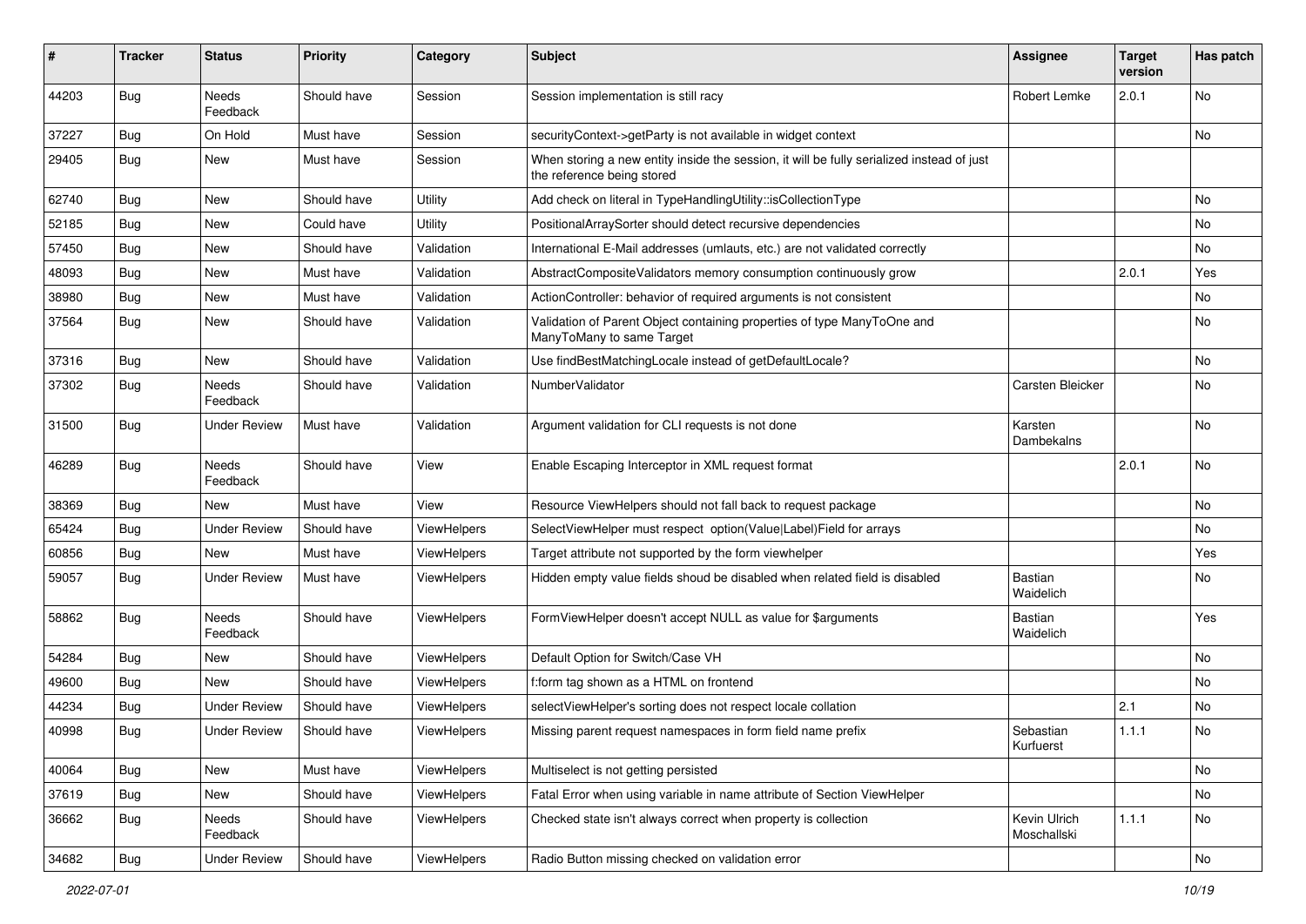| # | Tracker | Status | Priority | Category | Subject | Assignee | Target version | Has patch |
|---|---|---|---|---|---|---|---|---|
| 44203 | Bug | Needs Feedback | Should have | Session | Session implementation is still racy | Robert Lemke | 2.0.1 | No |
| 37227 | Bug | On Hold | Must have | Session | securityContext->getParty is not available in widget context | | | No |
| 29405 | Bug | New | Must have | Session | When storing a new entity inside the session, it will be fully serialized instead of just the reference being stored | | | |
| 62740 | Bug | New | Should have | Utility | Add check on literal in TypeHandlingUtility::isCollectionType | | | No |
| 52185 | Bug | New | Could have | Utility | PositionalArraySorter should detect recursive dependencies | | | No |
| 57450 | Bug | New | Should have | Validation | International E-Mail addresses (umlauts, etc.) are not validated correctly | | | No |
| 48093 | Bug | New | Must have | Validation | AbstractCompositeValidators memory consumption continuously grow | | 2.0.1 | Yes |
| 38980 | Bug | New | Must have | Validation | ActionController: behavior of required arguments is not consistent | | | No |
| 37564 | Bug | New | Should have | Validation | Validation of Parent Object containing properties of type ManyToOne and ManyToMany to same Target | | | No |
| 37316 | Bug | New | Should have | Validation | Use findBestMatchingLocale instead of getDefaultLocale? | | | No |
| 37302 | Bug | Needs Feedback | Should have | Validation | NumberValidator | Carsten Bleicker | | No |
| 31500 | Bug | Under Review | Must have | Validation | Argument validation for CLI requests is not done | Karsten Dambekalns | | No |
| 46289 | Bug | Needs Feedback | Should have | View | Enable Escaping Interceptor in XML request format | | 2.0.1 | No |
| 38369 | Bug | New | Must have | View | Resource ViewHelpers should not fall back to request package | | | No |
| 65424 | Bug | Under Review | Should have | ViewHelpers | SelectViewHelper must respect option(Value\|Label)Field for arrays | | | No |
| 60856 | Bug | New | Must have | ViewHelpers | Target attribute not supported by the form viewhelper | | | Yes |
| 59057 | Bug | Under Review | Must have | ViewHelpers | Hidden empty value fields shoud be disabled when related field is disabled | Bastian Waidelich | | No |
| 58862 | Bug | Needs Feedback | Should have | ViewHelpers | FormViewHelper doesn't accept NULL as value for $arguments | Bastian Waidelich | | Yes |
| 54284 | Bug | New | Should have | ViewHelpers | Default Option for Switch/Case VH | | | No |
| 49600 | Bug | New | Should have | ViewHelpers | f:form tag shown as a HTML on frontend | | | No |
| 44234 | Bug | Under Review | Should have | ViewHelpers | selectViewHelper's sorting does not respect locale collation | | 2.1 | No |
| 40998 | Bug | Under Review | Should have | ViewHelpers | Missing parent request namespaces in form field name prefix | Sebastian Kurfuerst | 1.1.1 | No |
| 40064 | Bug | New | Must have | ViewHelpers | Multiselect is not getting persisted | | | No |
| 37619 | Bug | New | Should have | ViewHelpers | Fatal Error when using variable in name attribute of Section ViewHelper | | | No |
| 36662 | Bug | Needs Feedback | Should have | ViewHelpers | Checked state isn't always correct when property is collection | Kevin Ulrich Moschallski | 1.1.1 | No |
| 34682 | Bug | Under Review | Should have | ViewHelpers | Radio Button missing checked on validation error | | | No |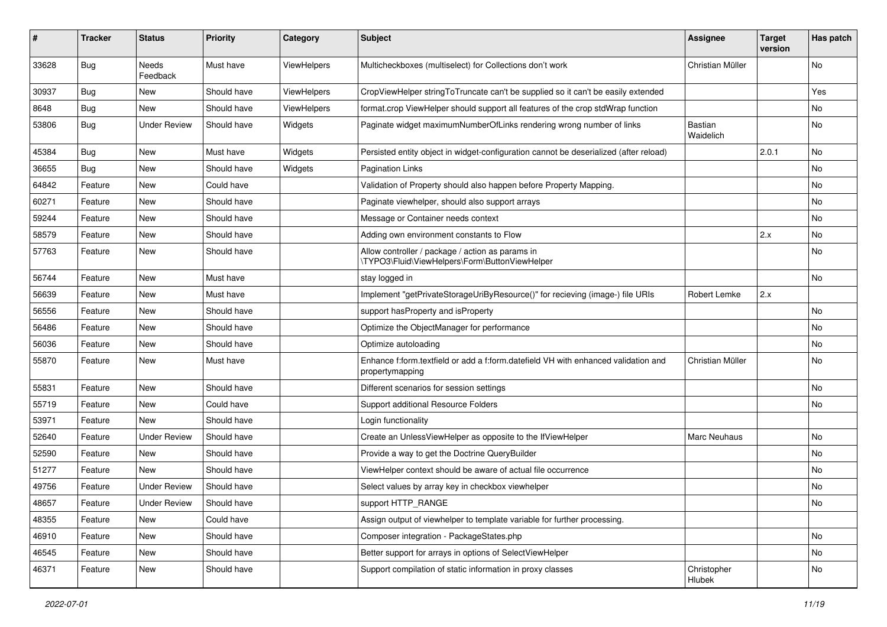| # | Tracker | Status | Priority | Category | Subject | Assignee | Target version | Has patch |
|---|---|---|---|---|---|---|---|---|
| 33628 | Bug | Needs Feedback | Must have | ViewHelpers | Multicheckboxes (multiselect) for Collections don't work | Christian Müller | | No |
| 30937 | Bug | New | Should have | ViewHelpers | CropViewHelper stringToTruncate can't be supplied so it can't be easily extended | | | Yes |
| 8648 | Bug | New | Should have | ViewHelpers | format.crop ViewHelper should support all features of the crop stdWrap function | | | No |
| 53806 | Bug | Under Review | Should have | Widgets | Paginate widget maximumNumberOfLinks rendering wrong number of links | Bastian Waidelich | | No |
| 45384 | Bug | New | Must have | Widgets | Persisted entity object in widget-configuration cannot be deserialized (after reload) | | 2.0.1 | No |
| 36655 | Bug | New | Should have | Widgets | Pagination Links | | | No |
| 64842 | Feature | New | Could have | | Validation of Property should also happen before Property Mapping. | | | No |
| 60271 | Feature | New | Should have | | Paginate viewhelper, should also support arrays | | | No |
| 59244 | Feature | New | Should have | | Message or Container needs context | | | No |
| 58579 | Feature | New | Should have | | Adding own environment constants to Flow | | 2.x | No |
| 57763 | Feature | New | Should have | | Allow controller / package / action as params in \TYPO3\Fluid\ViewHelpers\Form\ButtonViewHelper | | | No |
| 56744 | Feature | New | Must have | | stay logged in | | | No |
| 56639 | Feature | New | Must have | | Implement "getPrivateStorageUriByResource()" for recieving (image-) file URIs | Robert Lemke | 2.x | |
| 56556 | Feature | New | Should have | | support hasProperty and isProperty | | | No |
| 56486 | Feature | New | Should have | | Optimize the ObjectManager for performance | | | No |
| 56036 | Feature | New | Should have | | Optimize autoloading | | | No |
| 55870 | Feature | New | Must have | | Enhance f:form.textfield or add a f:form.datefield VH with enhanced validation and propertymapping | Christian Müller | | No |
| 55831 | Feature | New | Should have | | Different scenarios for session settings | | | No |
| 55719 | Feature | New | Could have | | Support additional Resource Folders | | | No |
| 53971 | Feature | New | Should have | | Login functionality | | | |
| 52640 | Feature | Under Review | Should have | | Create an UnlessViewHelper as opposite to the IfViewHelper | Marc Neuhaus | | No |
| 52590 | Feature | New | Should have | | Provide a way to get the Doctrine QueryBuilder | | | No |
| 51277 | Feature | New | Should have | | ViewHelper context should be aware of actual file occurrence | | | No |
| 49756 | Feature | Under Review | Should have | | Select values by array key in checkbox viewhelper | | | No |
| 48657 | Feature | Under Review | Should have | | support HTTP_RANGE | | | No |
| 48355 | Feature | New | Could have | | Assign output of viewhelper to template variable for further processing. | | | |
| 46910 | Feature | New | Should have | | Composer integration - PackageStates.php | | | No |
| 46545 | Feature | New | Should have | | Better support for arrays in options of SelectViewHelper | | | No |
| 46371 | Feature | New | Should have | | Support compilation of static information in proxy classes | Christopher Hlubek | | No |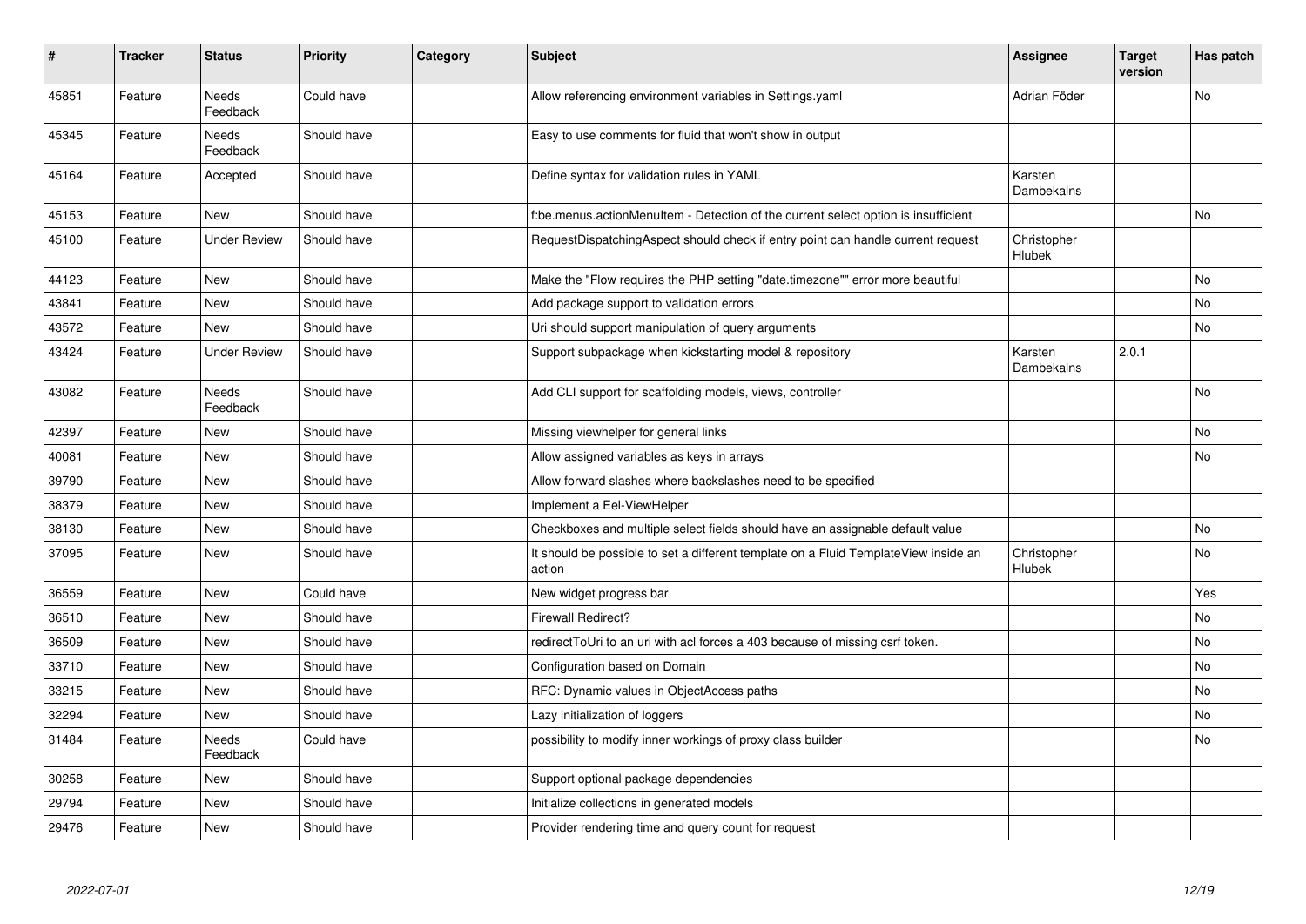| # | Tracker | Status | Priority | Category | Subject | Assignee | Target version | Has patch |
|---|---|---|---|---|---|---|---|---|
| 45851 | Feature | Needs Feedback | Could have | | Allow referencing environment variables in Settings.yaml | Adrian Föder | | No |
| 45345 | Feature | Needs Feedback | Should have | | Easy to use comments for fluid that won't show in output | | | |
| 45164 | Feature | Accepted | Should have | | Define syntax for validation rules in YAML | Karsten Dambekalns | | |
| 45153 | Feature | New | Should have | | f:be.menus.actionMenuItem - Detection of the current select option is insufficient | | | No |
| 45100 | Feature | Under Review | Should have | | RequestDispatchingAspect should check if entry point can handle current request | Christopher Hlubek | | |
| 44123 | Feature | New | Should have | | Make the "Flow requires the PHP setting "date.timezone"" error more beautiful | | | No |
| 43841 | Feature | New | Should have | | Add package support to validation errors | | | No |
| 43572 | Feature | New | Should have | | Uri should support manipulation of query arguments | | | No |
| 43424 | Feature | Under Review | Should have | | Support subpackage when kickstarting model & repository | Karsten Dambekalns | 2.0.1 | |
| 43082 | Feature | Needs Feedback | Should have | | Add CLI support for scaffolding models, views, controller | | | No |
| 42397 | Feature | New | Should have | | Missing viewhelper for general links | | | No |
| 40081 | Feature | New | Should have | | Allow assigned variables as keys in arrays | | | No |
| 39790 | Feature | New | Should have | | Allow forward slashes where backslashes need to be specified | | | |
| 38379 | Feature | New | Should have | | Implement a Eel-ViewHelper | | | |
| 38130 | Feature | New | Should have | | Checkboxes and multiple select fields should have an assignable default value | | | No |
| 37095 | Feature | New | Should have | | It should be possible to set a different template on a Fluid TemplateView inside an action | Christopher Hlubek | | No |
| 36559 | Feature | New | Could have | | New widget progress bar | | | Yes |
| 36510 | Feature | New | Should have | | Firewall Redirect? | | | No |
| 36509 | Feature | New | Should have | | redirectToUri to an uri with acl forces a 403 because of missing csrf token. | | | No |
| 33710 | Feature | New | Should have | | Configuration based on Domain | | | No |
| 33215 | Feature | New | Should have | | RFC: Dynamic values in ObjectAccess paths | | | No |
| 32294 | Feature | New | Should have | | Lazy initialization of loggers | | | No |
| 31484 | Feature | Needs Feedback | Could have | | possibility to modify inner workings of proxy class builder | | | No |
| 30258 | Feature | New | Should have | | Support optional package dependencies | | | |
| 29794 | Feature | New | Should have | | Initialize collections in generated models | | | |
| 29476 | Feature | New | Should have | | Provider rendering time and query count for request | | | |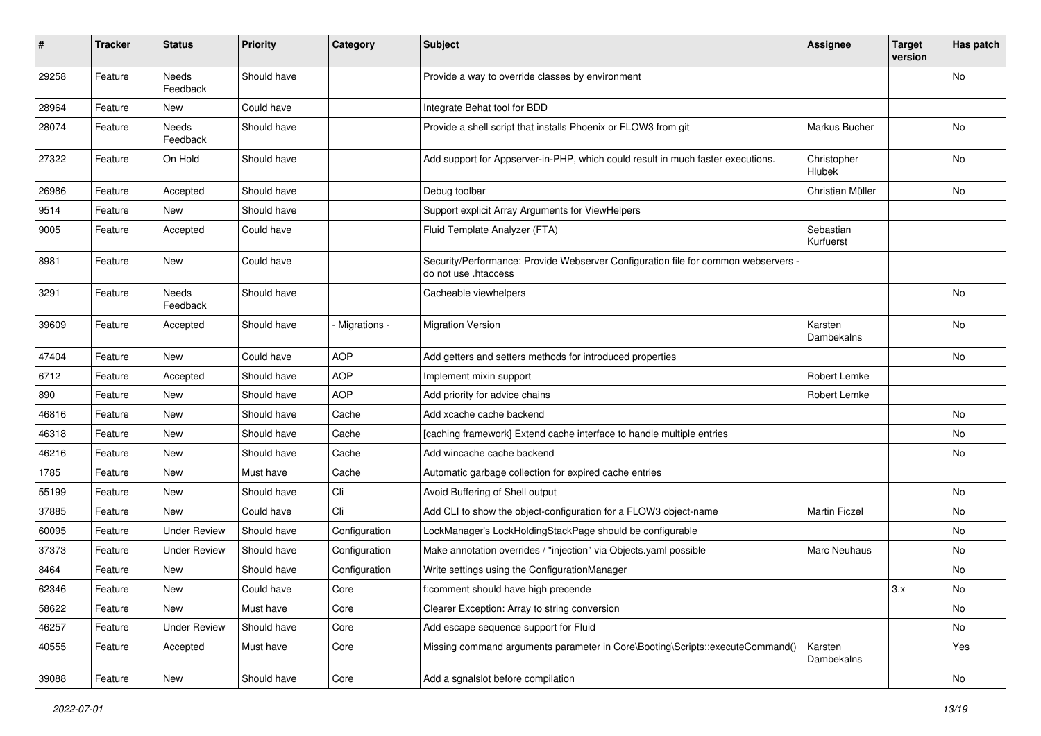| # | Tracker | Status | Priority | Category | Subject | Assignee | Target version | Has patch |
|---|---|---|---|---|---|---|---|---|
| 29258 | Feature | Needs Feedback | Should have | | Provide a way to override classes by environment | | | No |
| 28964 | Feature | New | Could have | | Integrate Behat tool for BDD | | | |
| 28074 | Feature | Needs Feedback | Should have | | Provide a shell script that installs Phoenix or FLOW3 from git | Markus Bucher | | No |
| 27322 | Feature | On Hold | Should have | | Add support for Appserver-in-PHP, which could result in much faster executions. | Christopher Hlubek | | No |
| 26986 | Feature | Accepted | Should have | | Debug toolbar | Christian Müller | | No |
| 9514 | Feature | New | Should have | | Support explicit Array Arguments for ViewHelpers | | | |
| 9005 | Feature | Accepted | Could have | | Fluid Template Analyzer (FTA) | Sebastian Kurfuerst | | |
| 8981 | Feature | New | Could have | | Security/Performance: Provide Webserver Configuration file for common webservers - do not use .htaccess | | | |
| 3291 | Feature | Needs Feedback | Should have | | Cacheable viewhelpers | | | No |
| 39609 | Feature | Accepted | Should have | - Migrations - | Migration Version | Karsten Dambekalns | | No |
| 47404 | Feature | New | Could have | AOP | Add getters and setters methods for introduced properties | | | No |
| 6712 | Feature | Accepted | Should have | AOP | Implement mixin support | Robert Lemke | | |
| 890 | Feature | New | Should have | AOP | Add priority for advice chains | Robert Lemke | | |
| 46816 | Feature | New | Should have | Cache | Add xcache cache backend | | | No |
| 46318 | Feature | New | Should have | Cache | [caching framework] Extend cache interface to handle multiple entries | | | No |
| 46216 | Feature | New | Should have | Cache | Add wincache cache backend | | | No |
| 1785 | Feature | New | Must have | Cache | Automatic garbage collection for expired cache entries | | | |
| 55199 | Feature | New | Should have | Cli | Avoid Buffering of Shell output | | | No |
| 37885 | Feature | New | Could have | Cli | Add CLI to show the object-configuration for a FLOW3 object-name | Martin Ficzel | | No |
| 60095 | Feature | Under Review | Should have | Configuration | LockManager's LockHoldingStackPage should be configurable | | | No |
| 37373 | Feature | Under Review | Should have | Configuration | Make annotation overrides / "injection" via Objects.yaml possible | Marc Neuhaus | | No |
| 8464 | Feature | New | Should have | Configuration | Write settings using the ConfigurationManager | | | No |
| 62346 | Feature | New | Could have | Core | f:comment should have high precende | | 3.x | No |
| 58622 | Feature | New | Must have | Core | Clearer Exception: Array to string conversion | | | No |
| 46257 | Feature | Under Review | Should have | Core | Add escape sequence support for Fluid | | | No |
| 40555 | Feature | Accepted | Must have | Core | Missing command arguments parameter in Core\Booting\Scripts::executeCommand() | Karsten Dambekalns | | Yes |
| 39088 | Feature | New | Should have | Core | Add a sgnalslot before compilation | | | No |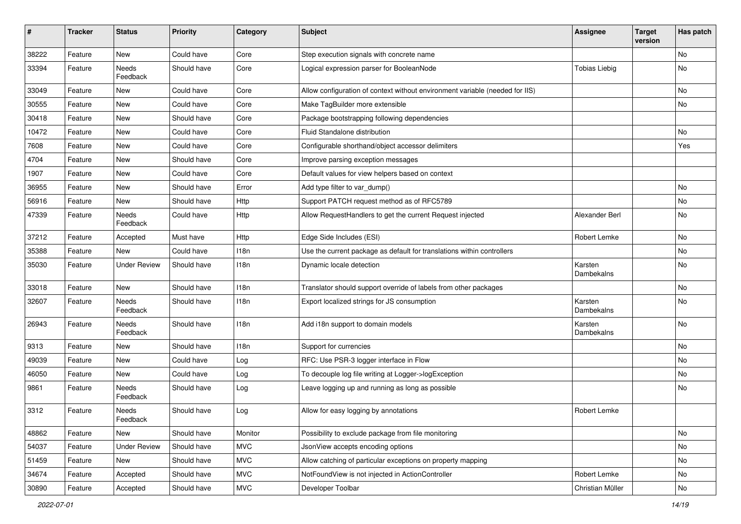| # | Tracker | Status | Priority | Category | Subject | Assignee | Target version | Has patch |
|---|---|---|---|---|---|---|---|---|
| 38222 | Feature | New | Could have | Core | Step execution signals with concrete name | | | No |
| 33394 | Feature | Needs Feedback | Should have | Core | Logical expression parser for BooleanNode | Tobias Liebig | | No |
| 33049 | Feature | New | Could have | Core | Allow configuration of context without environment variable (needed for IIS) | | | No |
| 30555 | Feature | New | Could have | Core | Make TagBuilder more extensible | | | No |
| 30418 | Feature | New | Should have | Core | Package bootstrapping following dependencies | | | |
| 10472 | Feature | New | Could have | Core | Fluid Standalone distribution | | | No |
| 7608 | Feature | New | Could have | Core | Configurable shorthand/object accessor delimiters | | | Yes |
| 4704 | Feature | New | Should have | Core | Improve parsing exception messages | | | |
| 1907 | Feature | New | Could have | Core | Default values for view helpers based on context | | | |
| 36955 | Feature | New | Should have | Error | Add type filter to var_dump() | | | No |
| 56916 | Feature | New | Should have | Http | Support PATCH request method as of RFC5789 | | | No |
| 47339 | Feature | Needs Feedback | Could have | Http | Allow RequestHandlers to get the current Request injected | Alexander Berl | | No |
| 37212 | Feature | Accepted | Must have | Http | Edge Side Includes (ESI) | Robert Lemke | | No |
| 35388 | Feature | New | Could have | I18n | Use the current package as default for translations within controllers | | | No |
| 35030 | Feature | Under Review | Should have | I18n | Dynamic locale detection | Karsten Dambekalns | | No |
| 33018 | Feature | New | Should have | I18n | Translator should support override of labels from other packages | | | No |
| 32607 | Feature | Needs Feedback | Should have | I18n | Export localized strings for JS consumption | Karsten Dambekalns | | No |
| 26943 | Feature | Needs Feedback | Should have | I18n | Add i18n support to domain models | Karsten Dambekalns | | No |
| 9313 | Feature | New | Should have | I18n | Support for currencies | | | No |
| 49039 | Feature | New | Could have | Log | RFC: Use PSR-3 logger interface in Flow | | | No |
| 46050 | Feature | New | Could have | Log | To decouple log file writing at Logger->logException | | | No |
| 9861 | Feature | Needs Feedback | Should have | Log | Leave logging up and running as long as possible | | | No |
| 3312 | Feature | Needs Feedback | Should have | Log | Allow for easy logging by annotations | Robert Lemke | | |
| 48862 | Feature | New | Should have | Monitor | Possibility to exclude package from file monitoring | | | No |
| 54037 | Feature | Under Review | Should have | MVC | JsonView accepts encoding options | | | No |
| 51459 | Feature | New | Should have | MVC | Allow catching of particular exceptions on property mapping | | | No |
| 34674 | Feature | Accepted | Should have | MVC | NotFoundView is not injected in ActionController | Robert Lemke | | No |
| 30890 | Feature | Accepted | Should have | MVC | Developer Toolbar | Christian Müller | | No |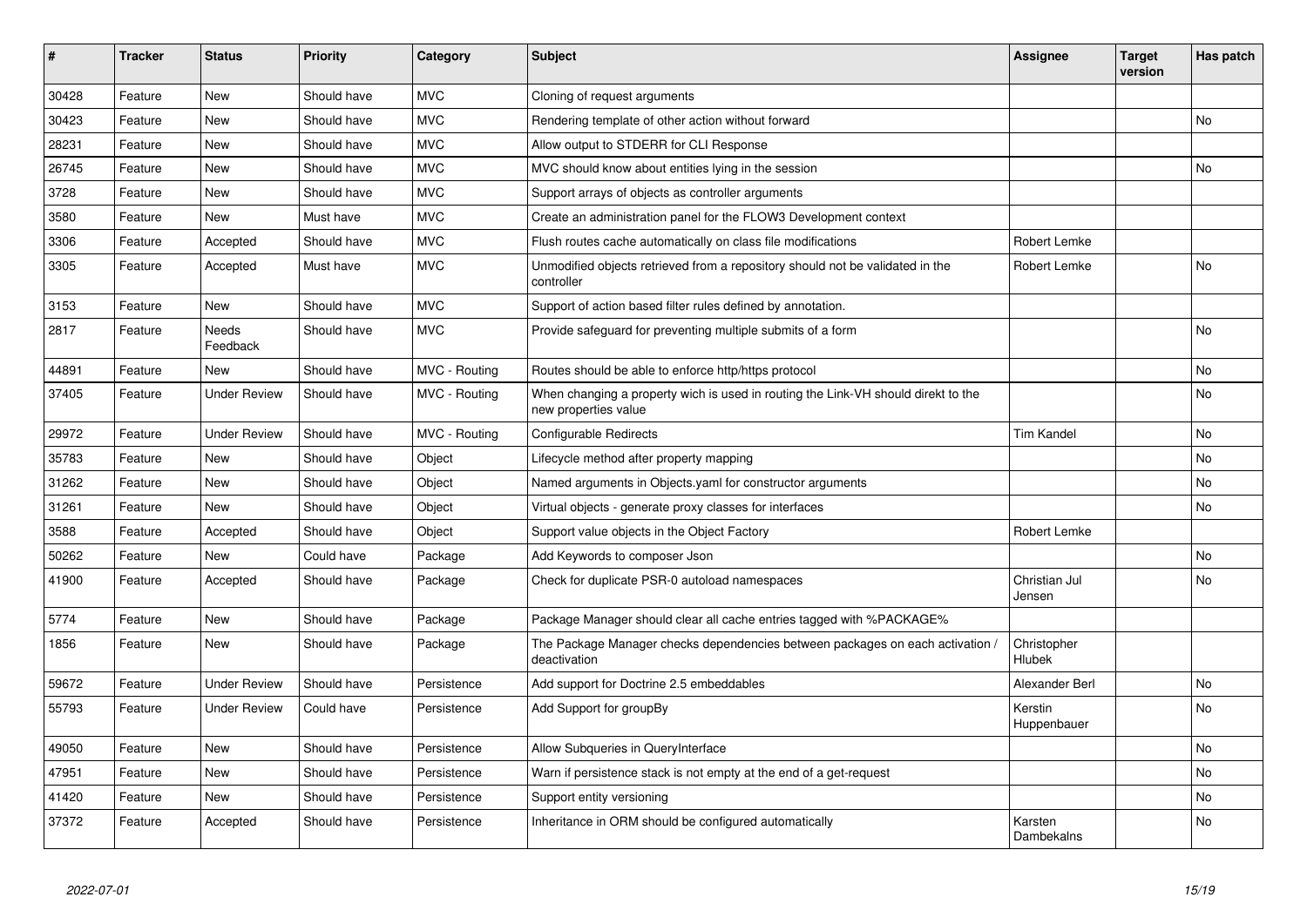| # | Tracker | Status | Priority | Category | Subject | Assignee | Target version | Has patch |
|---|---|---|---|---|---|---|---|---|
| 30428 | Feature | New | Should have | MVC | Cloning of request arguments | | | |
| 30423 | Feature | New | Should have | MVC | Rendering template of other action without forward | | | No |
| 28231 | Feature | New | Should have | MVC | Allow output to STDERR for CLI Response | | | |
| 26745 | Feature | New | Should have | MVC | MVC should know about entities lying in the session | | | No |
| 3728 | Feature | New | Should have | MVC | Support arrays of objects as controller arguments | | | |
| 3580 | Feature | New | Must have | MVC | Create an administration panel for the FLOW3 Development context | | | |
| 3306 | Feature | Accepted | Should have | MVC | Flush routes cache automatically on class file modifications | Robert Lemke | | |
| 3305 | Feature | Accepted | Must have | MVC | Unmodified objects retrieved from a repository should not be validated in the controller | Robert Lemke | | No |
| 3153 | Feature | New | Should have | MVC | Support of action based filter rules defined by annotation. | | | |
| 2817 | Feature | Needs Feedback | Should have | MVC | Provide safeguard for preventing multiple submits of a form | | | No |
| 44891 | Feature | New | Should have | MVC - Routing | Routes should be able to enforce http/https protocol | | | No |
| 37405 | Feature | Under Review | Should have | MVC - Routing | When changing a property wich is used in routing the Link-VH should direkt to the new properties value | | | No |
| 29972 | Feature | Under Review | Should have | MVC - Routing | Configurable Redirects | Tim Kandel | | No |
| 35783 | Feature | New | Should have | Object | Lifecycle method after property mapping | | | No |
| 31262 | Feature | New | Should have | Object | Named arguments in Objects.yaml for constructor arguments | | | No |
| 31261 | Feature | New | Should have | Object | Virtual objects - generate proxy classes for interfaces | | | No |
| 3588 | Feature | Accepted | Should have | Object | Support value objects in the Object Factory | Robert Lemke | | |
| 50262 | Feature | New | Could have | Package | Add Keywords to composer Json | | | No |
| 41900 | Feature | Accepted | Should have | Package | Check for duplicate PSR-0 autoload namespaces | Christian Jul Jensen | | No |
| 5774 | Feature | New | Should have | Package | Package Manager should clear all cache entries tagged with %PACKAGE% | | | |
| 1856 | Feature | New | Should have | Package | The Package Manager checks dependencies between packages on each activation / deactivation | Christopher Hlubek | | |
| 59672 | Feature | Under Review | Should have | Persistence | Add support for Doctrine 2.5 embeddables | Alexander Berl | | No |
| 55793 | Feature | Under Review | Could have | Persistence | Add Support for groupBy | Kerstin Huppenbauer | | No |
| 49050 | Feature | New | Should have | Persistence | Allow Subqueries in QueryInterface | | | No |
| 47951 | Feature | New | Should have | Persistence | Warn if persistence stack is not empty at the end of a get-request | | | No |
| 41420 | Feature | New | Should have | Persistence | Support entity versioning | | | No |
| 37372 | Feature | Accepted | Should have | Persistence | Inheritance in ORM should be configured automatically | Karsten Dambekalns | | No |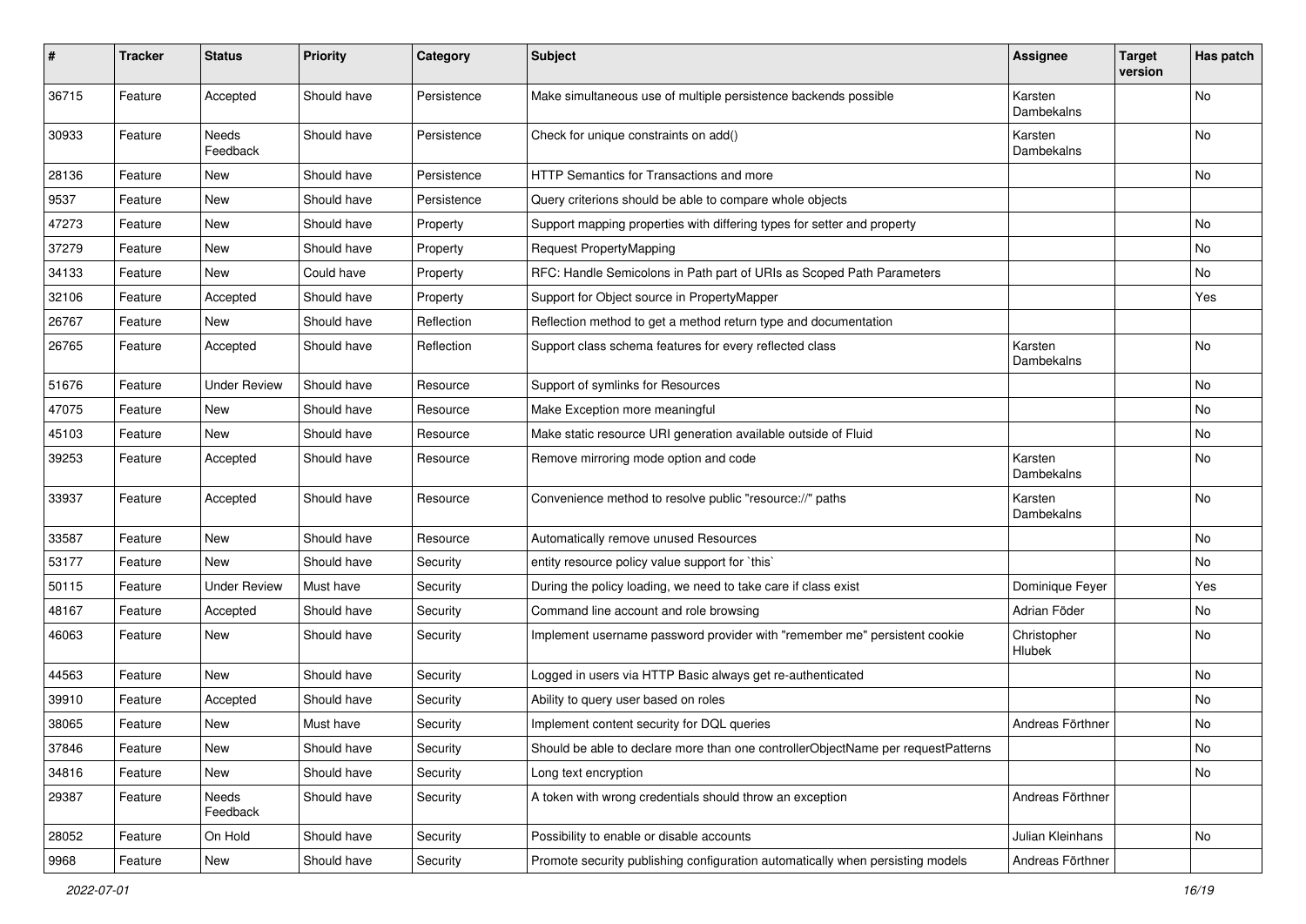| # | Tracker | Status | Priority | Category | Subject | Assignee | Target version | Has patch |
|---|---|---|---|---|---|---|---|---|
| 36715 | Feature | Accepted | Should have | Persistence | Make simultaneous use of multiple persistence backends possible | Karsten Dambekalns | | No |
| 30933 | Feature | Needs Feedback | Should have | Persistence | Check for unique constraints on add() | Karsten Dambekalns | | No |
| 28136 | Feature | New | Should have | Persistence | HTTP Semantics for Transactions and more | | | No |
| 9537 | Feature | New | Should have | Persistence | Query criterions should be able to compare whole objects | | | |
| 47273 | Feature | New | Should have | Property | Support mapping properties with differing types for setter and property | | | No |
| 37279 | Feature | New | Should have | Property | Request PropertyMapping | | | No |
| 34133 | Feature | New | Could have | Property | RFC: Handle Semicolons in Path part of URIs as Scoped Path Parameters | | | No |
| 32106 | Feature | Accepted | Should have | Property | Support for Object source in PropertyMapper | | | Yes |
| 26767 | Feature | New | Should have | Reflection | Reflection method to get a method return type and documentation | | | |
| 26765 | Feature | Accepted | Should have | Reflection | Support class schema features for every reflected class | Karsten Dambekalns | | No |
| 51676 | Feature | Under Review | Should have | Resource | Support of symlinks for Resources | | | No |
| 47075 | Feature | New | Should have | Resource | Make Exception more meaningful | | | No |
| 45103 | Feature | New | Should have | Resource | Make static resource URI generation available outside of Fluid | | | No |
| 39253 | Feature | Accepted | Should have | Resource | Remove mirroring mode option and code | Karsten Dambekalns | | No |
| 33937 | Feature | Accepted | Should have | Resource | Convenience method to resolve public "resource://" paths | Karsten Dambekalns | | No |
| 33587 | Feature | New | Should have | Resource | Automatically remove unused Resources | | | No |
| 53177 | Feature | New | Should have | Security | entity resource policy value support for `this` | | | No |
| 50115 | Feature | Under Review | Must have | Security | During the policy loading, we need to take care if class exist | Dominique Feyer | | Yes |
| 48167 | Feature | Accepted | Should have | Security | Command line account and role browsing | Adrian Föder | | No |
| 46063 | Feature | New | Should have | Security | Implement username password provider with "remember me" persistent cookie | Christopher Hlubek | | No |
| 44563 | Feature | New | Should have | Security | Logged in users via HTTP Basic always get re-authenticated | | | No |
| 39910 | Feature | Accepted | Should have | Security | Ability to query user based on roles | | | No |
| 38065 | Feature | New | Must have | Security | Implement content security for DQL queries | Andreas Förthner | | No |
| 37846 | Feature | New | Should have | Security | Should be able to declare more than one controllerObjectName per requestPatterns | | | No |
| 34816 | Feature | New | Should have | Security | Long text encryption | | | No |
| 29387 | Feature | Needs Feedback | Should have | Security | A token with wrong credentials should throw an exception | Andreas Förthner | | |
| 28052 | Feature | On Hold | Should have | Security | Possibility to enable or disable accounts | Julian Kleinhans | | No |
| 9968 | Feature | New | Should have | Security | Promote security publishing configuration automatically when persisting models | Andreas Förthner | | |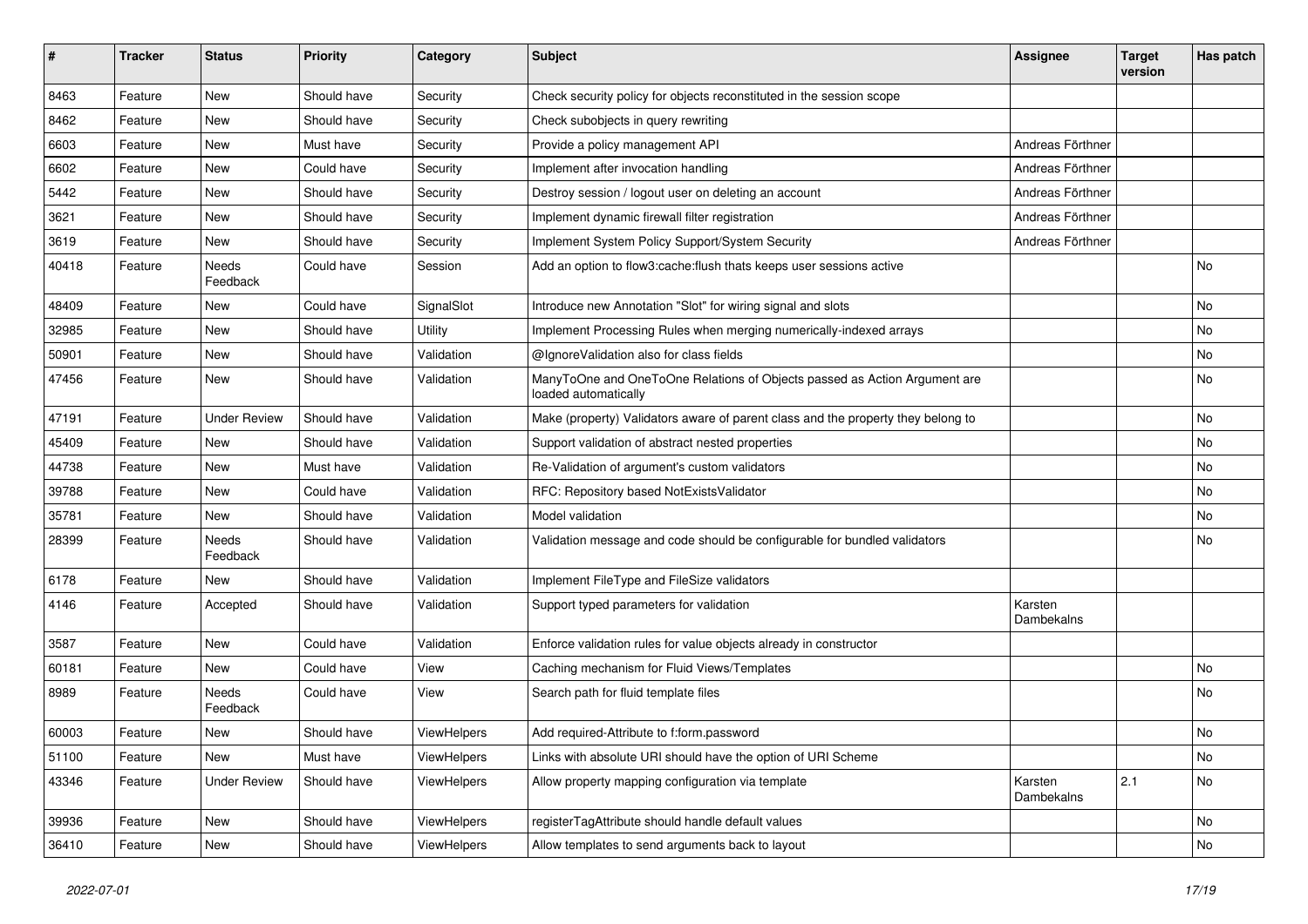| # | Tracker | Status | Priority | Category | Subject | Assignee | Target version | Has patch |
|---|---|---|---|---|---|---|---|---|
| 8463 | Feature | New | Should have | Security | Check security policy for objects reconstituted in the session scope | | | |
| 8462 | Feature | New | Should have | Security | Check subobjects in query rewriting | | | |
| 6603 | Feature | New | Must have | Security | Provide a policy management API | Andreas Förthner | | |
| 6602 | Feature | New | Could have | Security | Implement after invocation handling | Andreas Förthner | | |
| 5442 | Feature | New | Should have | Security | Destroy session / logout user on deleting an account | Andreas Förthner | | |
| 3621 | Feature | New | Should have | Security | Implement dynamic firewall filter registration | Andreas Förthner | | |
| 3619 | Feature | New | Should have | Security | Implement System Policy Support/System Security | Andreas Förthner | | |
| 40418 | Feature | Needs Feedback | Could have | Session | Add an option to flow3:cache:flush thats keeps user sessions active | | | No |
| 48409 | Feature | New | Could have | SignalSlot | Introduce new Annotation "Slot" for wiring signal and slots | | | No |
| 32985 | Feature | New | Should have | Utility | Implement Processing Rules when merging numerically-indexed arrays | | | No |
| 50901 | Feature | New | Should have | Validation | @IgnoreValidation also for class fields | | | No |
| 47456 | Feature | New | Should have | Validation | ManyToOne and OneToOne Relations of Objects passed as Action Argument are loaded automatically | | | No |
| 47191 | Feature | Under Review | Should have | Validation | Make (property) Validators aware of parent class and the property they belong to | | | No |
| 45409 | Feature | New | Should have | Validation | Support validation of abstract nested properties | | | No |
| 44738 | Feature | New | Must have | Validation | Re-Validation of argument's custom validators | | | No |
| 39788 | Feature | New | Could have | Validation | RFC: Repository based NotExistsValidator | | | No |
| 35781 | Feature | New | Should have | Validation | Model validation | | | No |
| 28399 | Feature | Needs Feedback | Should have | Validation | Validation message and code should be configurable for bundled validators | | | No |
| 6178 | Feature | New | Should have | Validation | Implement FileType and FileSize validators | | | |
| 4146 | Feature | Accepted | Should have | Validation | Support typed parameters for validation | Karsten Dambekalns | | |
| 3587 | Feature | New | Could have | Validation | Enforce validation rules for value objects already in constructor | | | |
| 60181 | Feature | New | Could have | View | Caching mechanism for Fluid Views/Templates | | | No |
| 8989 | Feature | Needs Feedback | Could have | View | Search path for fluid template files | | | No |
| 60003 | Feature | New | Should have | ViewHelpers | Add required-Attribute to f:form.password | | | No |
| 51100 | Feature | New | Must have | ViewHelpers | Links with absolute URI should have the option of URI Scheme | | | No |
| 43346 | Feature | Under Review | Should have | ViewHelpers | Allow property mapping configuration via template | Karsten Dambekalns | 2.1 | No |
| 39936 | Feature | New | Should have | ViewHelpers | registerTagAttribute should handle default values | | | No |
| 36410 | Feature | New | Should have | ViewHelpers | Allow templates to send arguments back to layout | | | No |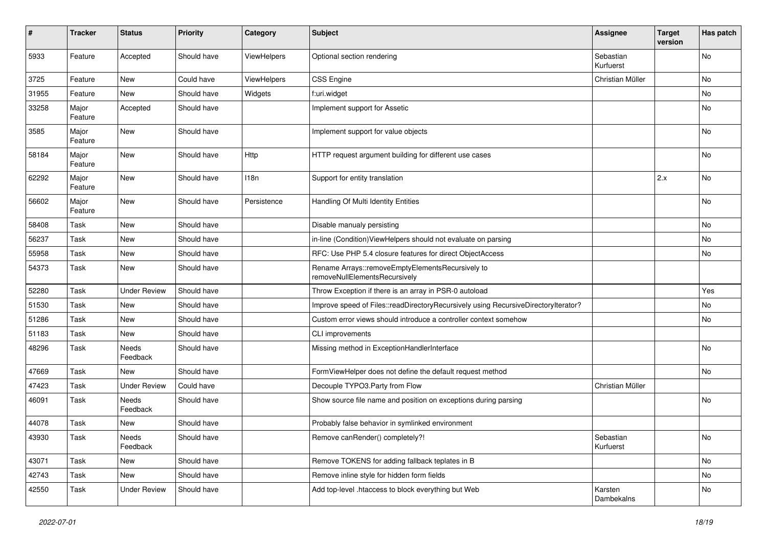| # | Tracker | Status | Priority | Category | Subject | Assignee | Target version | Has patch |
|---|---|---|---|---|---|---|---|---|
| 5933 | Feature | Accepted | Should have | ViewHelpers | Optional section rendering | Sebastian Kurfuerst | | No |
| 3725 | Feature | New | Could have | ViewHelpers | CSS Engine | Christian Müller | | No |
| 31955 | Feature | New | Should have | Widgets | f:uri.widget | | | No |
| 33258 | Major Feature | Accepted | Should have | | Implement support for Assetic | | | No |
| 3585 | Major Feature | New | Should have | | Implement support for value objects | | | No |
| 58184 | Major Feature | New | Should have | Http | HTTP request argument building for different use cases | | | No |
| 62292 | Major Feature | New | Should have | I18n | Support for entity translation | | 2.x | No |
| 56602 | Major Feature | New | Should have | Persistence | Handling Of Multi Identity Entities | | | No |
| 58408 | Task | New | Should have | | Disable manualy persisting | | | No |
| 56237 | Task | New | Should have | | in-line (Condition)ViewHelpers should not evaluate on parsing | | | No |
| 55958 | Task | New | Should have | | RFC: Use PHP 5.4 closure features for direct ObjectAccess | | | No |
| 54373 | Task | New | Should have | | Rename Arrays::removeEmptyElementsRecursively to removeNullElementsRecursively | | | |
| 52280 | Task | Under Review | Should have | | Throw Exception if there is an array in PSR-0 autoload | | | Yes |
| 51530 | Task | New | Should have | | Improve speed of Files::readDirectoryRecursively using RecursiveDirectoryIterator? | | | No |
| 51286 | Task | New | Should have | | Custom error views should introduce a controller context somehow | | | No |
| 51183 | Task | New | Should have | | CLI improvements | | | |
| 48296 | Task | Needs Feedback | Should have | | Missing method in ExceptionHandlerInterface | | | No |
| 47669 | Task | New | Should have | | FormViewHelper does not define the default request method | | | No |
| 47423 | Task | Under Review | Could have | | Decouple TYPO3.Party from Flow | Christian Müller | | |
| 46091 | Task | Needs Feedback | Should have | | Show source file name and position on exceptions during parsing | | | No |
| 44078 | Task | New | Should have | | Probably false behavior in symlinked environment | | | |
| 43930 | Task | Needs Feedback | Should have | | Remove canRender() completely?! | Sebastian Kurfuerst | | No |
| 43071 | Task | New | Should have | | Remove TOKENS for adding fallback teplates in B | | | No |
| 42743 | Task | New | Should have | | Remove inline style for hidden form fields | | | No |
| 42550 | Task | Under Review | Should have | | Add top-level .htaccess to block everything but Web | Karsten Dambekalns | | No |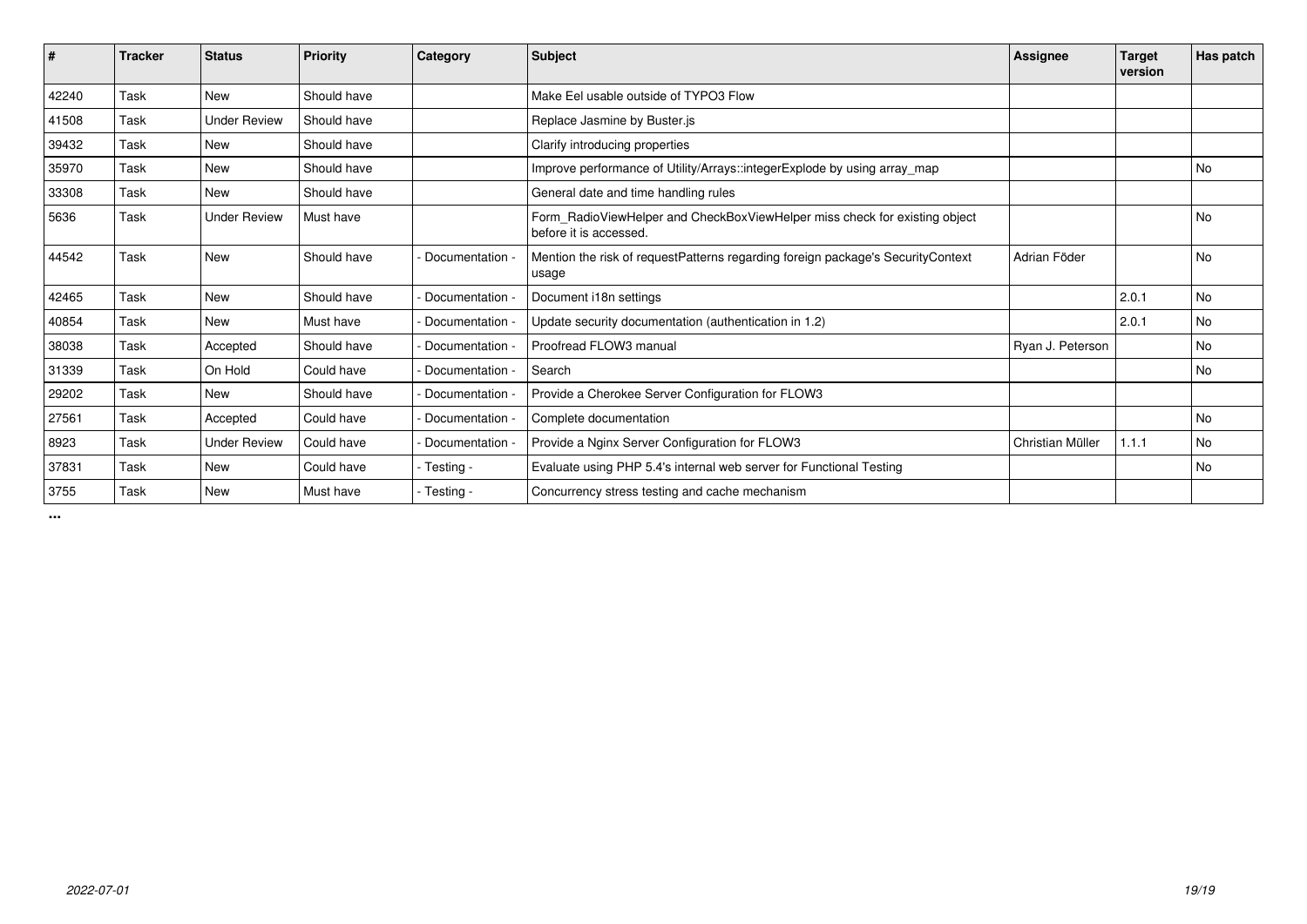| # | Tracker | Status | Priority | Category | Subject | Assignee | Target version | Has patch |
|---|---|---|---|---|---|---|---|---|
| 42240 | Task | New | Should have | | Make Eel usable outside of TYPO3 Flow | | | |
| 41508 | Task | Under Review | Should have | | Replace Jasmine by Buster.js | | | |
| 39432 | Task | New | Should have | | Clarify introducing properties | | | |
| 35970 | Task | New | Should have | | Improve performance of Utility/Arrays::integerExplode by using array_map | | | No |
| 33308 | Task | New | Should have | | General date and time handling rules | | | |
| 5636 | Task | Under Review | Must have | | Form_RadioViewHelper and CheckBoxViewHelper miss check for existing object before it is accessed. | | | No |
| 44542 | Task | New | Should have | - Documentation - | Mention the risk of requestPatterns regarding foreign package's SecurityContext usage | Adrian Föder | | No |
| 42465 | Task | New | Should have | - Documentation - | Document i18n settings | | 2.0.1 | No |
| 40854 | Task | New | Must have | - Documentation - | Update security documentation (authentication in 1.2) | | 2.0.1 | No |
| 38038 | Task | Accepted | Should have | - Documentation - | Proofread FLOW3 manual | Ryan J. Peterson | | No |
| 31339 | Task | On Hold | Could have | - Documentation - | Search | | | No |
| 29202 | Task | New | Should have | - Documentation - | Provide a Cherokee Server Configuration for FLOW3 | | | |
| 27561 | Task | Accepted | Could have | - Documentation - | Complete documentation | | | No |
| 8923 | Task | Under Review | Could have | - Documentation - | Provide a Nginx Server Configuration for FLOW3 | Christian Müller | 1.1.1 | No |
| 37831 | Task | New | Could have | - Testing - | Evaluate using PHP 5.4's internal web server for Functional Testing | | | No |
| 3755 | Task | New | Must have | - Testing - | Concurrency stress testing and cache mechanism | | | |

...